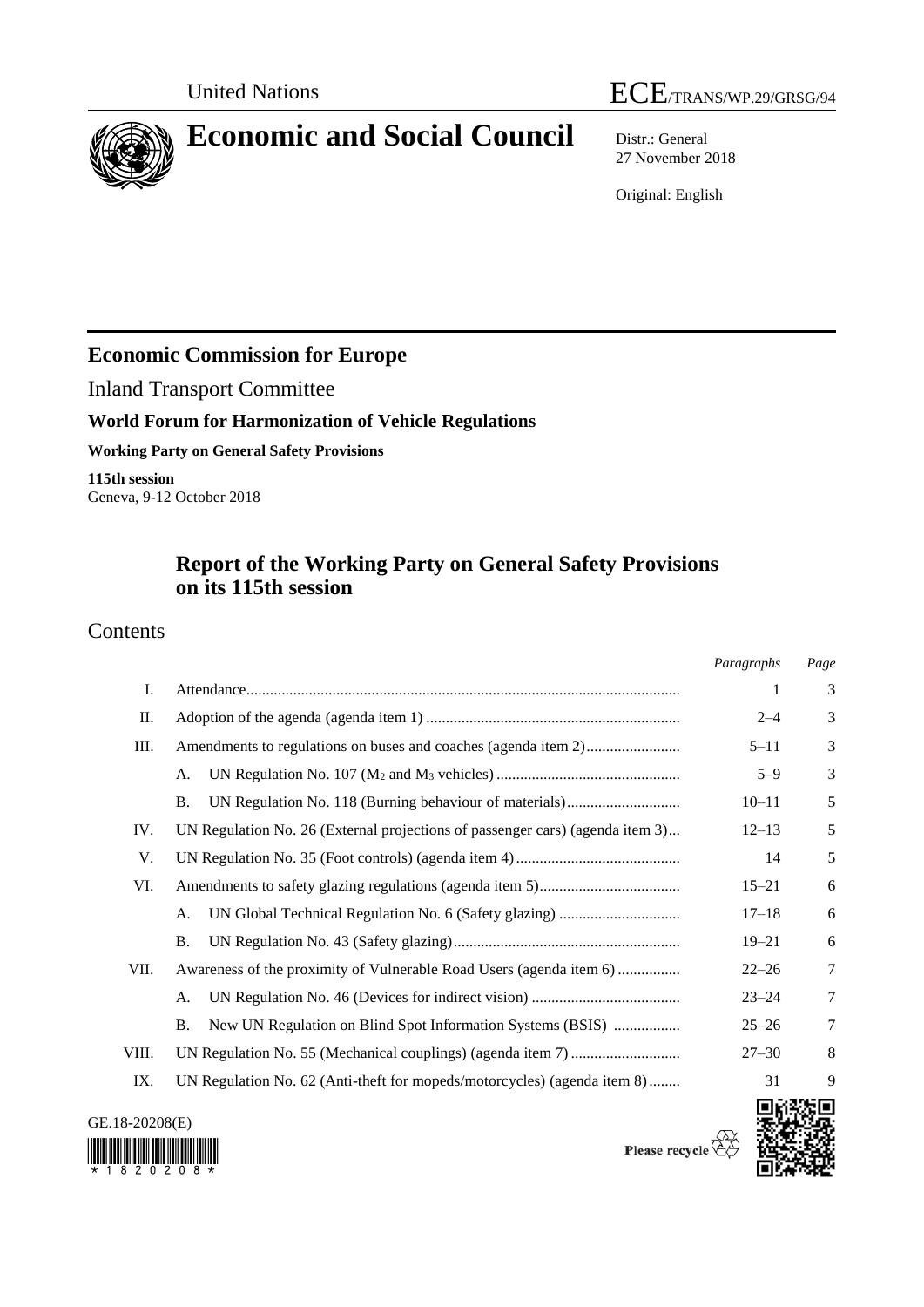United Nations ECE/TRANS/WP.29/GRSG/94

# Economic and Social Council

Distr.: General
27 November 2018

Original: English

## Economic Commission for Europe

Inland Transport Committee

### World Forum for Harmonization of Vehicle Regulations

**Working Party on General Safety Provisions**

**115th session**
Geneva, 9-12 October 2018

## Report of the Working Party on General Safety Provisions on its 115th session

## Contents

| | | *Paragraphs* | *Page* |
|---|---|---|---|
| I. | Attendance | 1 | 3 |
| II. | Adoption of the agenda (agenda item 1) | 2–4 | 3 |
| III. | Amendments to regulations on buses and coaches (agenda item 2) | 5–11 | 3 |
| | A. UN Regulation No. 107 ($M_2$ and $M_3$ vehicles) | 5–9 | 3 |
| | B. UN Regulation No. 118 (Burning behaviour of materials) | 10–11 | 5 |
| IV. | UN Regulation No. 26 (External projections of passenger cars) (agenda item 3) | 12–13 | 5 |
| V. | UN Regulation No. 35 (Foot controls) (agenda item 4) | 14 | 5 |
| VI. | Amendments to safety glazing regulations (agenda item 5) | 15–21 | 6 |
| | A. UN Global Technical Regulation No. 6 (Safety glazing) | 17–18 | 6 |
| | B. UN Regulation No. 43 (Safety glazing) | 19–21 | 6 |
| VII. | Awareness of the proximity of Vulnerable Road Users (agenda item 6) | 22–26 | 7 |
| | A. UN Regulation No. 46 (Devices for indirect vision) | 23–24 | 7 |
| | B. New UN Regulation on Blind Spot Information Systems (BSIS) | 25–26 | 7 |
| VIII. | UN Regulation No. 55 (Mechanical couplings) (agenda item 7) | 27–30 | 8 |
| IX. | UN Regulation No. 62 (Anti-theft for mopeds/motorcycles) (agenda item 8) | 31 | 9 |

GE.18-20208(E)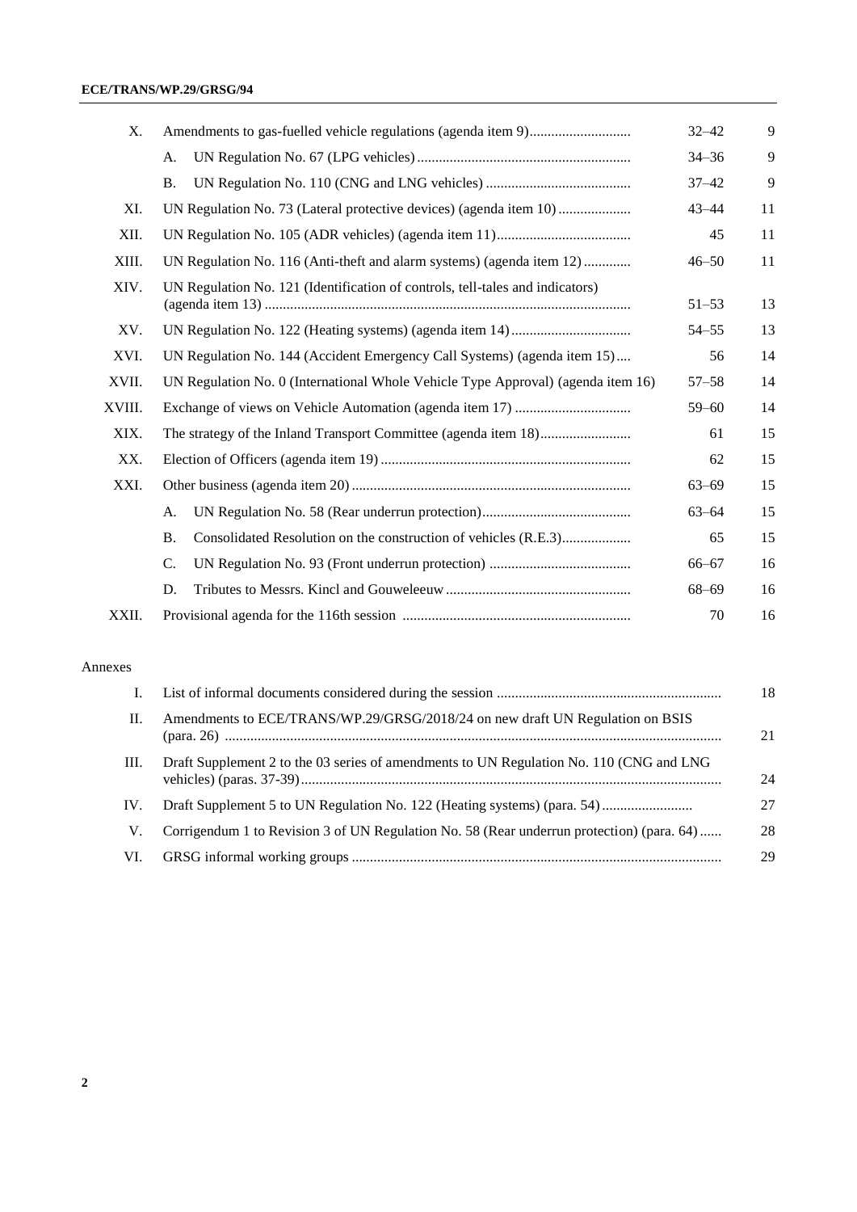| | | | |
|---|---|---|---|
| X. | Amendments to gas-fuelled vehicle regulations (agenda item 9) | 32–42 | 9 |
| | A. UN Regulation No. 67 (LPG vehicles) | 34–36 | 9 |
| | B. UN Regulation No. 110 (CNG and LNG vehicles) | 37–42 | 9 |
| XI. | UN Regulation No. 73 (Lateral protective devices) (agenda item 10) | 43–44 | 11 |
| XII. | UN Regulation No. 105 (ADR vehicles) (agenda item 11) | 45 | 11 |
| XIII. | UN Regulation No. 116 (Anti-theft and alarm systems) (agenda item 12) | 46–50 | 11 |
| XIV. | UN Regulation No. 121 (Identification of controls, tell-tales and indicators) (agenda item 13) | 51–53 | 13 |
| XV. | UN Regulation No. 122 (Heating systems) (agenda item 14) | 54–55 | 13 |
| XVI. | UN Regulation No. 144 (Accident Emergency Call Systems) (agenda item 15) | 56 | 14 |
| XVII. | UN Regulation No. 0 (International Whole Vehicle Type Approval) (agenda item 16) | 57–58 | 14 |
| XVIII. | Exchange of views on Vehicle Automation (agenda item 17) | 59–60 | 14 |
| XIX. | The strategy of the Inland Transport Committee (agenda item 18) | 61 | 15 |
| XX. | Election of Officers (agenda item 19) | 62 | 15 |
| XXI. | Other business (agenda item 20) | 63–69 | 15 |
| | A. UN Regulation No. 58 (Rear underrun protection) | 63–64 | 15 |
| | B. Consolidated Resolution on the construction of vehicles (R.E.3) | 65 | 15 |
| | C. UN Regulation No. 93 (Front underrun protection) | 66–67 | 16 |
| | D. Tributes to Messrs. Kincl and Gouweleeuw | 68–69 | 16 |
| XXII. | Provisional agenda for the 116th session | 70 | 16 |

Annexes

| | | |
|---|---|---|
| I. | List of informal documents considered during the session | 18 |
| II. | Amendments to ECE/TRANS/WP.29/GRSG/2018/24 on new draft UN Regulation on BSIS (para. 26) | 21 |
| III. | Draft Supplement 2 to the 03 series of amendments to UN Regulation No. 110 (CNG and LNG vehicles) (paras. 37-39) | 24 |
| IV. | Draft Supplement 5 to UN Regulation No. 122 (Heating systems) (para. 54) | 27 |
| V. | Corrigendum 1 to Revision 3 of UN Regulation No. 58 (Rear underrun protection) (para. 64) | 28 |
| VI. | GRSG informal working groups | 29 |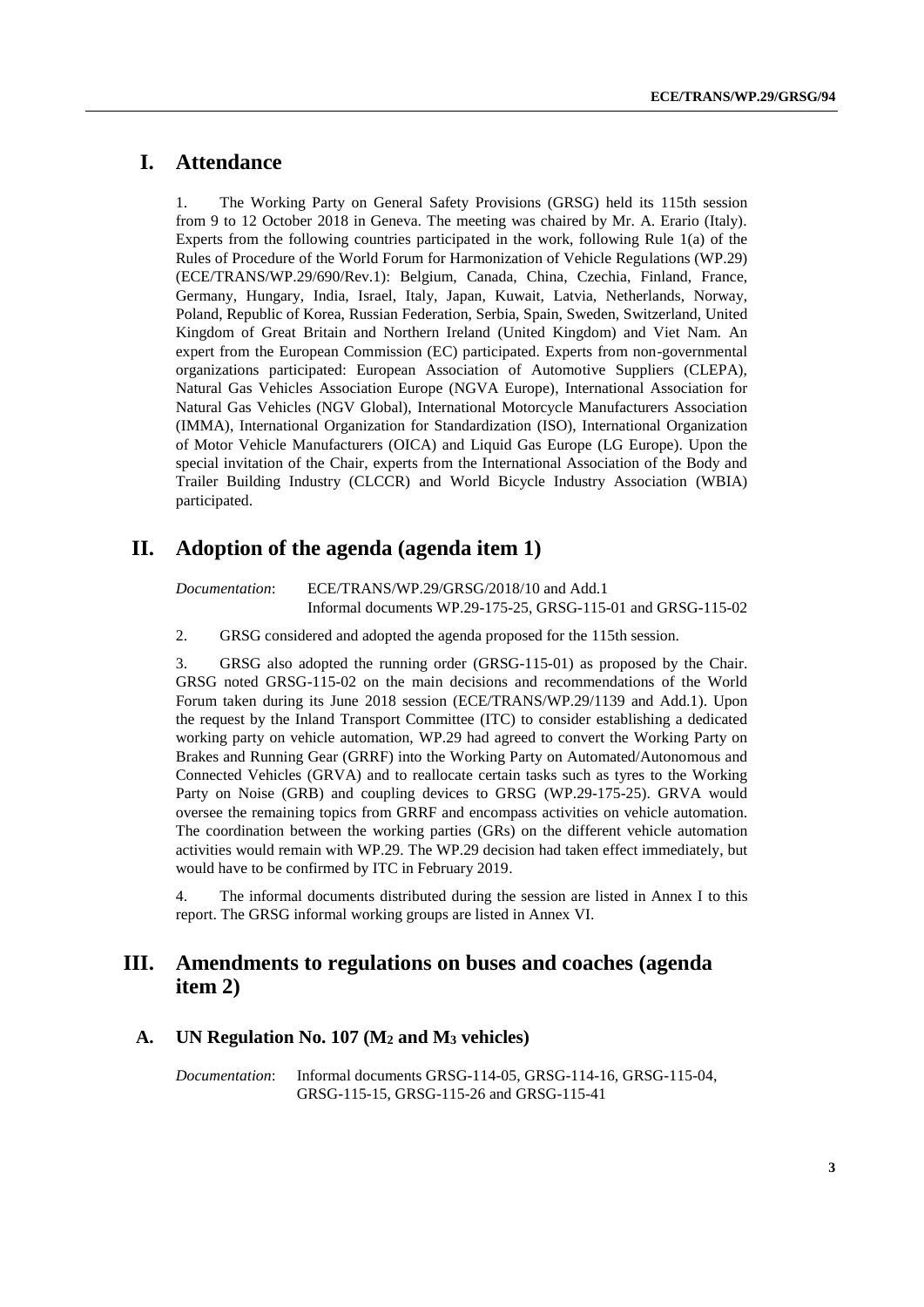## I. Attendance

1. The Working Party on General Safety Provisions (GRSG) held its 115th session from 9 to 12 October 2018 in Geneva. The meeting was chaired by Mr. A. Erario (Italy). Experts from the following countries participated in the work, following Rule 1(a) of the Rules of Procedure of the World Forum for Harmonization of Vehicle Regulations (WP.29) (ECE/TRANS/WP.29/690/Rev.1): Belgium, Canada, China, Czechia, Finland, France, Germany, Hungary, India, Israel, Italy, Japan, Kuwait, Latvia, Netherlands, Norway, Poland, Republic of Korea, Russian Federation, Serbia, Spain, Sweden, Switzerland, United Kingdom of Great Britain and Northern Ireland (United Kingdom) and Viet Nam. An expert from the European Commission (EC) participated. Experts from non-governmental organizations participated: European Association of Automotive Suppliers (CLEPA), Natural Gas Vehicles Association Europe (NGVA Europe), International Association for Natural Gas Vehicles (NGV Global), International Motorcycle Manufacturers Association (IMMA), International Organization for Standardization (ISO), International Organization of Motor Vehicle Manufacturers (OICA) and Liquid Gas Europe (LG Europe). Upon the special invitation of the Chair, experts from the International Association of the Body and Trailer Building Industry (CLCCR) and World Bicycle Industry Association (WBIA) participated.

## II. Adoption of the agenda (agenda item 1)

*Documentation*: ECE/TRANS/WP.29/GRSG/2018/10 and Add.1
Informal documents WP.29-175-25, GRSG-115-01 and GRSG-115-02

2. GRSG considered and adopted the agenda proposed for the 115th session.

3. GRSG also adopted the running order (GRSG-115-01) as proposed by the Chair. GRSG noted GRSG-115-02 on the main decisions and recommendations of the World Forum taken during its June 2018 session (ECE/TRANS/WP.29/1139 and Add.1). Upon the request by the Inland Transport Committee (ITC) to consider establishing a dedicated working party on vehicle automation, WP.29 had agreed to convert the Working Party on Brakes and Running Gear (GRRF) into the Working Party on Automated/Autonomous and Connected Vehicles (GRVA) and to reallocate certain tasks such as tyres to the Working Party on Noise (GRB) and coupling devices to GRSG (WP.29-175-25). GRVA would oversee the remaining topics from GRRF and encompass activities on vehicle automation. The coordination between the working parties (GRs) on the different vehicle automation activities would remain with WP.29. The WP.29 decision had taken effect immediately, but would have to be confirmed by ITC in February 2019.

4. The informal documents distributed during the session are listed in Annex I to this report. The GRSG informal working groups are listed in Annex VI.

## III. Amendments to regulations on buses and coaches (agenda item 2)

### A. UN Regulation No. 107 ($M_2$ and $M_3$ vehicles)

*Documentation*: Informal documents GRSG-114-05, GRSG-114-16, GRSG-115-04, GRSG-115-15, GRSG-115-26 and GRSG-115-41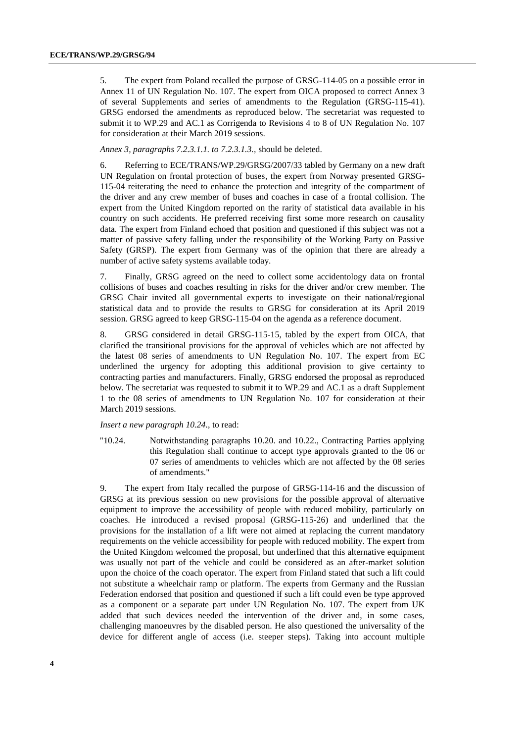5. The expert from Poland recalled the purpose of GRSG-114-05 on a possible error in Annex 11 of UN Regulation No. 107. The expert from OICA proposed to correct Annex 3 of several Supplements and series of amendments to the Regulation (GRSG-115-41). GRSG endorsed the amendments as reproduced below. The secretariat was requested to submit it to WP.29 and AC.1 as Corrigenda to Revisions 4 to 8 of UN Regulation No. 107 for consideration at their March 2019 sessions.

*Annex 3, paragraphs 7.2.3.1.1. to 7.2.3.1.3.,* should be deleted.

6. Referring to ECE/TRANS/WP.29/GRSG/2007/33 tabled by Germany on a new draft UN Regulation on frontal protection of buses, the expert from Norway presented GRSG-115-04 reiterating the need to enhance the protection and integrity of the compartment of the driver and any crew member of buses and coaches in case of a frontal collision. The expert from the United Kingdom reported on the rarity of statistical data available in his country on such accidents. He preferred receiving first some more research on causality data. The expert from Finland echoed that position and questioned if this subject was not a matter of passive safety falling under the responsibility of the Working Party on Passive Safety (GRSP). The expert from Germany was of the opinion that there are already a number of active safety systems available today.

7. Finally, GRSG agreed on the need to collect some accidentology data on frontal collisions of buses and coaches resulting in risks for the driver and/or crew member. The GRSG Chair invited all governmental experts to investigate on their national/regional statistical data and to provide the results to GRSG for consideration at its April 2019 session. GRSG agreed to keep GRSG-115-04 on the agenda as a reference document.

8. GRSG considered in detail GRSG-115-15, tabled by the expert from OICA, that clarified the transitional provisions for the approval of vehicles which are not affected by the latest 08 series of amendments to UN Regulation No. 107. The expert from EC underlined the urgency for adopting this additional provision to give certainty to contracting parties and manufacturers. Finally, GRSG endorsed the proposal as reproduced below. The secretariat was requested to submit it to WP.29 and AC.1 as a draft Supplement 1 to the 08 series of amendments to UN Regulation No. 107 for consideration at their March 2019 sessions.

*Insert a new paragraph 10.24.*, to read:

"10.24. Notwithstanding paragraphs 10.20. and 10.22., Contracting Parties applying this Regulation shall continue to accept type approvals granted to the 06 or 07 series of amendments to vehicles which are not affected by the 08 series of amendments."

9. The expert from Italy recalled the purpose of GRSG-114-16 and the discussion of GRSG at its previous session on new provisions for the possible approval of alternative equipment to improve the accessibility of people with reduced mobility, particularly on coaches. He introduced a revised proposal (GRSG-115-26) and underlined that the provisions for the installation of a lift were not aimed at replacing the current mandatory requirements on the vehicle accessibility for people with reduced mobility. The expert from the United Kingdom welcomed the proposal, but underlined that this alternative equipment was usually not part of the vehicle and could be considered as an after-market solution upon the choice of the coach operator. The expert from Finland stated that such a lift could not substitute a wheelchair ramp or platform. The experts from Germany and the Russian Federation endorsed that position and questioned if such a lift could even be type approved as a component or a separate part under UN Regulation No. 107. The expert from UK added that such devices needed the intervention of the driver and, in some cases, challenging manoeuvres by the disabled person. He also questioned the universality of the device for different angle of access (i.e. steeper steps). Taking into account multiple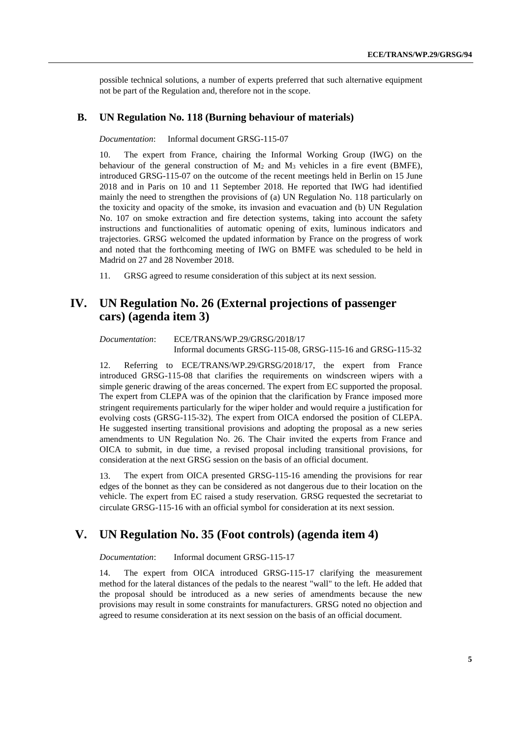possible technical solutions, a number of experts preferred that such alternative equipment not be part of the Regulation and, therefore not in the scope.

### B. UN Regulation No. 118 (Burning behaviour of materials)

*Documentation*: Informal document GRSG-115-07

10. The expert from France, chairing the Informal Working Group (IWG) on the behaviour of the general construction of $M_2$ and $M_3$ vehicles in a fire event (BMFE), introduced GRSG-115-07 on the outcome of the recent meetings held in Berlin on 15 June 2018 and in Paris on 10 and 11 September 2018. He reported that IWG had identified mainly the need to strengthen the provisions of (a) UN Regulation No. 118 particularly on the toxicity and opacity of the smoke, its invasion and evacuation and (b) UN Regulation No. 107 on smoke extraction and fire detection systems, taking into account the safety instructions and functionalities of automatic opening of exits, luminous indicators and trajectories. GRSG welcomed the updated information by France on the progress of work and noted that the forthcoming meeting of IWG on BMFE was scheduled to be held in Madrid on 27 and 28 November 2018.

11. GRSG agreed to resume consideration of this subject at its next session.

## IV. UN Regulation No. 26 (External projections of passenger cars) (agenda item 3)

*Documentation*: ECE/TRANS/WP.29/GRSG/2018/17
Informal documents GRSG-115-08, GRSG-115-16 and GRSG-115-32

12. Referring to ECE/TRANS/WP.29/GRSG/2018/17, the expert from France introduced GRSG-115-08 that clarifies the requirements on windscreen wipers with a simple generic drawing of the areas concerned. The expert from EC supported the proposal. The expert from CLEPA was of the opinion that the clarification by France imposed more stringent requirements particularly for the wiper holder and would require a justification for evolving costs (GRSG-115-32). The expert from OICA endorsed the position of CLEPA. He suggested inserting transitional provisions and adopting the proposal as a new series amendments to UN Regulation No. 26. The Chair invited the experts from France and OICA to submit, in due time, a revised proposal including transitional provisions, for consideration at the next GRSG session on the basis of an official document.

13. The expert from OICA presented GRSG-115-16 amending the provisions for rear edges of the bonnet as they can be considered as not dangerous due to their location on the vehicle. The expert from EC raised a study reservation. GRSG requested the secretariat to circulate GRSG-115-16 with an official symbol for consideration at its next session.

## V. UN Regulation No. 35 (Foot controls) (agenda item 4)

*Documentation*: Informal document GRSG-115-17

14. The expert from OICA introduced GRSG-115-17 clarifying the measurement method for the lateral distances of the pedals to the nearest "wall" to the left. He added that the proposal should be introduced as a new series of amendments because the new provisions may result in some constraints for manufacturers. GRSG noted no objection and agreed to resume consideration at its next session on the basis of an official document.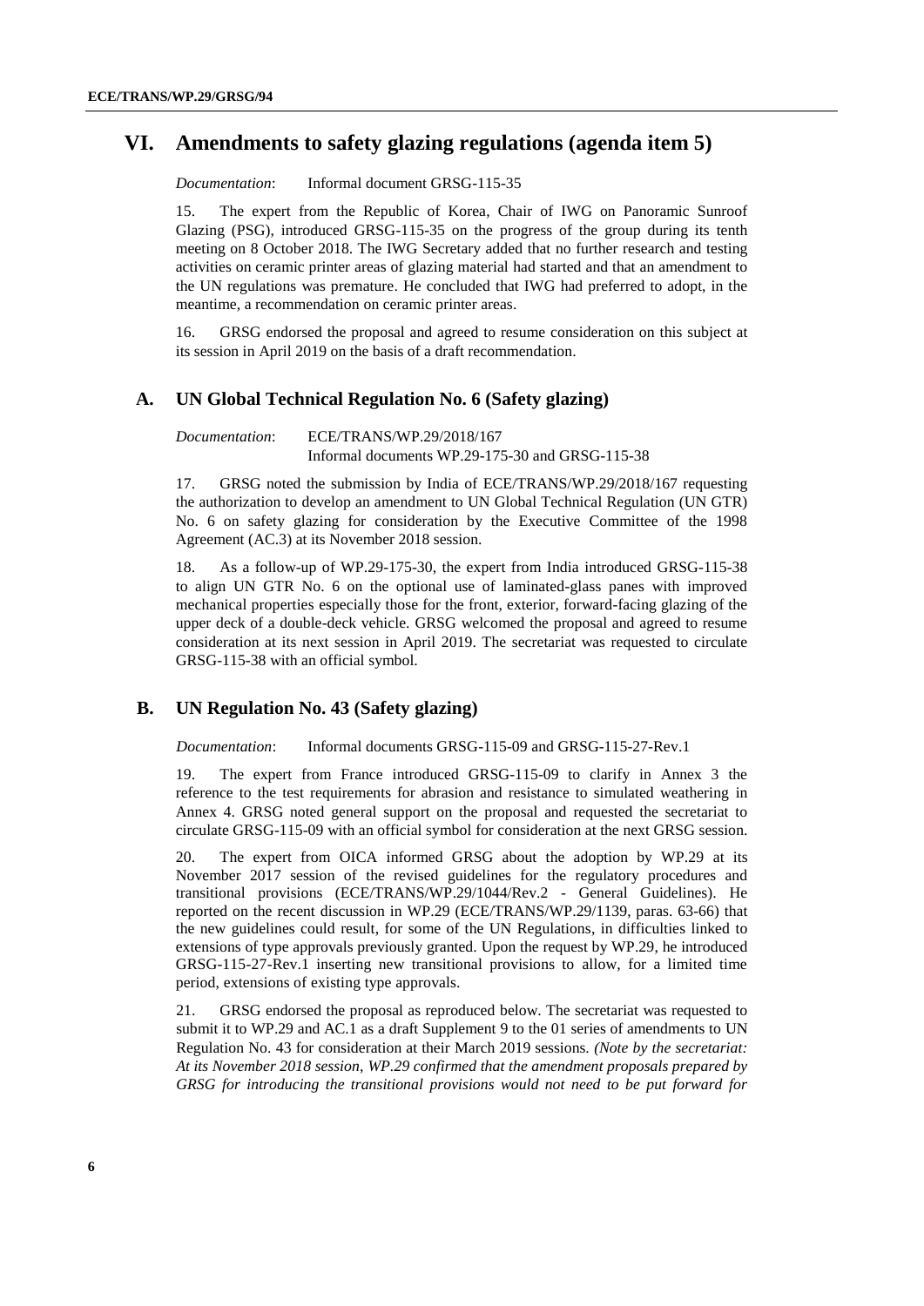## VI. Amendments to safety glazing regulations (agenda item 5)

*Documentation*: Informal document GRSG-115-35

15. The expert from the Republic of Korea, Chair of IWG on Panoramic Sunroof Glazing (PSG), introduced GRSG-115-35 on the progress of the group during its tenth meeting on 8 October 2018. The IWG Secretary added that no further research and testing activities on ceramic printer areas of glazing material had started and that an amendment to the UN regulations was premature. He concluded that IWG had preferred to adopt, in the meantime, a recommendation on ceramic printer areas.

16. GRSG endorsed the proposal and agreed to resume consideration on this subject at its session in April 2019 on the basis of a draft recommendation.

### A. UN Global Technical Regulation No. 6 (Safety glazing)

*Documentation*: ECE/TRANS/WP.29/2018/167
Informal documents WP.29-175-30 and GRSG-115-38

17. GRSG noted the submission by India of ECE/TRANS/WP.29/2018/167 requesting the authorization to develop an amendment to UN Global Technical Regulation (UN GTR) No. 6 on safety glazing for consideration by the Executive Committee of the 1998 Agreement (AC.3) at its November 2018 session.

18. As a follow-up of WP.29-175-30, the expert from India introduced GRSG-115-38 to align UN GTR No. 6 on the optional use of laminated-glass panes with improved mechanical properties especially those for the front, exterior, forward-facing glazing of the upper deck of a double-deck vehicle. GRSG welcomed the proposal and agreed to resume consideration at its next session in April 2019. The secretariat was requested to circulate GRSG-115-38 with an official symbol.

### B. UN Regulation No. 43 (Safety glazing)

*Documentation*: Informal documents GRSG-115-09 and GRSG-115-27-Rev.1

19. The expert from France introduced GRSG-115-09 to clarify in Annex 3 the reference to the test requirements for abrasion and resistance to simulated weathering in Annex 4. GRSG noted general support on the proposal and requested the secretariat to circulate GRSG-115-09 with an official symbol for consideration at the next GRSG session.

20. The expert from OICA informed GRSG about the adoption by WP.29 at its November 2017 session of the revised guidelines for the regulatory procedures and transitional provisions (ECE/TRANS/WP.29/1044/Rev.2 - General Guidelines). He reported on the recent discussion in WP.29 (ECE/TRANS/WP.29/1139, paras. 63-66) that the new guidelines could result, for some of the UN Regulations, in difficulties linked to extensions of type approvals previously granted. Upon the request by WP.29, he introduced GRSG-115-27-Rev.1 inserting new transitional provisions to allow, for a limited time period, extensions of existing type approvals.

21. GRSG endorsed the proposal as reproduced below. The secretariat was requested to submit it to WP.29 and AC.1 as a draft Supplement 9 to the 01 series of amendments to UN Regulation No. 43 for consideration at their March 2019 sessions. *(Note by the secretariat: At its November 2018 session, WP.29 confirmed that the amendment proposals prepared by GRSG for introducing the transitional provisions would not need to be put forward for*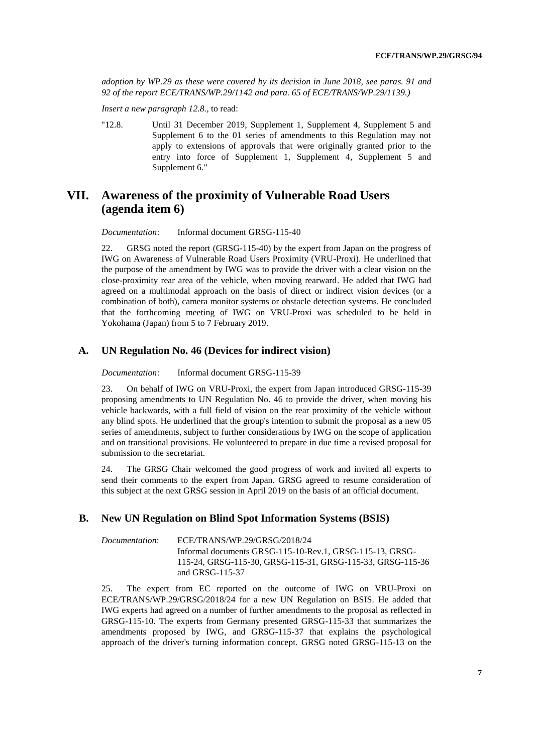*adoption by WP.29 as these were covered by its decision in June 2018, see paras. 91 and 92 of the report ECE/TRANS/WP.29/1142 and para. 65 of ECE/TRANS/WP.29/1139.)*

*Insert a new paragraph 12.8.*, to read:

"12.8. Until 31 December 2019, Supplement 1, Supplement 4, Supplement 5 and Supplement 6 to the 01 series of amendments to this Regulation may not apply to extensions of approvals that were originally granted prior to the entry into force of Supplement 1, Supplement 4, Supplement 5 and Supplement 6."

# VII. Awareness of the proximity of Vulnerable Road Users (agenda item 6)

*Documentation*: Informal document GRSG-115-40

22. GRSG noted the report (GRSG-115-40) by the expert from Japan on the progress of IWG on Awareness of Vulnerable Road Users Proximity (VRU-Proxi). He underlined that the purpose of the amendment by IWG was to provide the driver with a clear vision on the close-proximity rear area of the vehicle, when moving rearward. He added that IWG had agreed on a multimodal approach on the basis of direct or indirect vision devices (or a combination of both), camera monitor systems or obstacle detection systems. He concluded that the forthcoming meeting of IWG on VRU-Proxi was scheduled to be held in Yokohama (Japan) from 5 to 7 February 2019.

## A. UN Regulation No. 46 (Devices for indirect vision)

*Documentation*: Informal document GRSG-115-39

23. On behalf of IWG on VRU-Proxi, the expert from Japan introduced GRSG-115-39 proposing amendments to UN Regulation No. 46 to provide the driver, when moving his vehicle backwards, with a full field of vision on the rear proximity of the vehicle without any blind spots. He underlined that the group's intention to submit the proposal as a new 05 series of amendments, subject to further considerations by IWG on the scope of application and on transitional provisions. He volunteered to prepare in due time a revised proposal for submission to the secretariat.

24. The GRSG Chair welcomed the good progress of work and invited all experts to send their comments to the expert from Japan. GRSG agreed to resume consideration of this subject at the next GRSG session in April 2019 on the basis of an official document.

## B. New UN Regulation on Blind Spot Information Systems (BSIS)

*Documentation*: ECE/TRANS/WP.29/GRSG/2018/24
Informal documents GRSG-115-10-Rev.1, GRSG-115-13, GRSG-115-24, GRSG-115-30, GRSG-115-31, GRSG-115-33, GRSG-115-36 and GRSG-115-37

25. The expert from EC reported on the outcome of IWG on VRU-Proxi on ECE/TRANS/WP.29/GRSG/2018/24 for a new UN Regulation on BSIS. He added that IWG experts had agreed on a number of further amendments to the proposal as reflected in GRSG-115-10. The experts from Germany presented GRSG-115-33 that summarizes the amendments proposed by IWG, and GRSG-115-37 that explains the psychological approach of the driver's turning information concept. GRSG noted GRSG-115-13 on the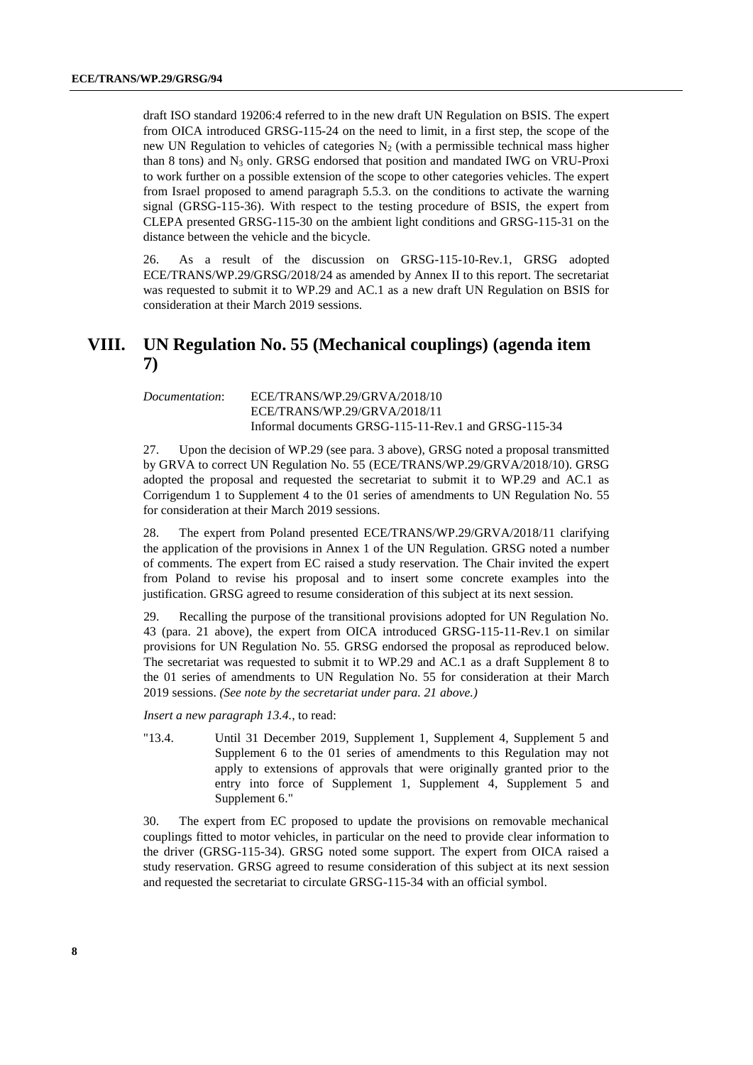draft ISO standard 19206:4 referred to in the new draft UN Regulation on BSIS. The expert from OICA introduced GRSG-115-24 on the need to limit, in a first step, the scope of the new UN Regulation to vehicles of categories $N_2$ (with a permissible technical mass higher than 8 tons) and $N_3$ only. GRSG endorsed that position and mandated IWG on VRU-Proxi to work further on a possible extension of the scope to other categories vehicles. The expert from Israel proposed to amend paragraph 5.5.3. on the conditions to activate the warning signal (GRSG-115-36). With respect to the testing procedure of BSIS, the expert from CLEPA presented GRSG-115-30 on the ambient light conditions and GRSG-115-31 on the distance between the vehicle and the bicycle.

26. As a result of the discussion on GRSG-115-10-Rev.1, GRSG adopted ECE/TRANS/WP.29/GRSG/2018/24 as amended by Annex II to this report. The secretariat was requested to submit it to WP.29 and AC.1 as a new draft UN Regulation on BSIS for consideration at their March 2019 sessions.

# VIII. UN Regulation No. 55 (Mechanical couplings) (agenda item 7)

*Documentation*: ECE/TRANS/WP.29/GRVA/2018/10
ECE/TRANS/WP.29/GRVA/2018/11
Informal documents GRSG-115-11-Rev.1 and GRSG-115-34

27. Upon the decision of WP.29 (see para. 3 above), GRSG noted a proposal transmitted by GRVA to correct UN Regulation No. 55 (ECE/TRANS/WP.29/GRVA/2018/10). GRSG adopted the proposal and requested the secretariat to submit it to WP.29 and AC.1 as Corrigendum 1 to Supplement 4 to the 01 series of amendments to UN Regulation No. 55 for consideration at their March 2019 sessions.

28. The expert from Poland presented ECE/TRANS/WP.29/GRVA/2018/11 clarifying the application of the provisions in Annex 1 of the UN Regulation. GRSG noted a number of comments. The expert from EC raised a study reservation. The Chair invited the expert from Poland to revise his proposal and to insert some concrete examples into the justification. GRSG agreed to resume consideration of this subject at its next session.

29. Recalling the purpose of the transitional provisions adopted for UN Regulation No. 43 (para. 21 above), the expert from OICA introduced GRSG-115-11-Rev.1 on similar provisions for UN Regulation No. 55. GRSG endorsed the proposal as reproduced below. The secretariat was requested to submit it to WP.29 and AC.1 as a draft Supplement 8 to the 01 series of amendments to UN Regulation No. 55 for consideration at their March 2019 sessions. *(See note by the secretariat under para. 21 above.)*

*Insert a new paragraph 13.4.*, to read:

"13.4. Until 31 December 2019, Supplement 1, Supplement 4, Supplement 5 and Supplement 6 to the 01 series of amendments to this Regulation may not apply to extensions of approvals that were originally granted prior to the entry into force of Supplement 1, Supplement 4, Supplement 5 and Supplement 6."

30. The expert from EC proposed to update the provisions on removable mechanical couplings fitted to motor vehicles, in particular on the need to provide clear information to the driver (GRSG-115-34). GRSG noted some support. The expert from OICA raised a study reservation. GRSG agreed to resume consideration of this subject at its next session and requested the secretariat to circulate GRSG-115-34 with an official symbol.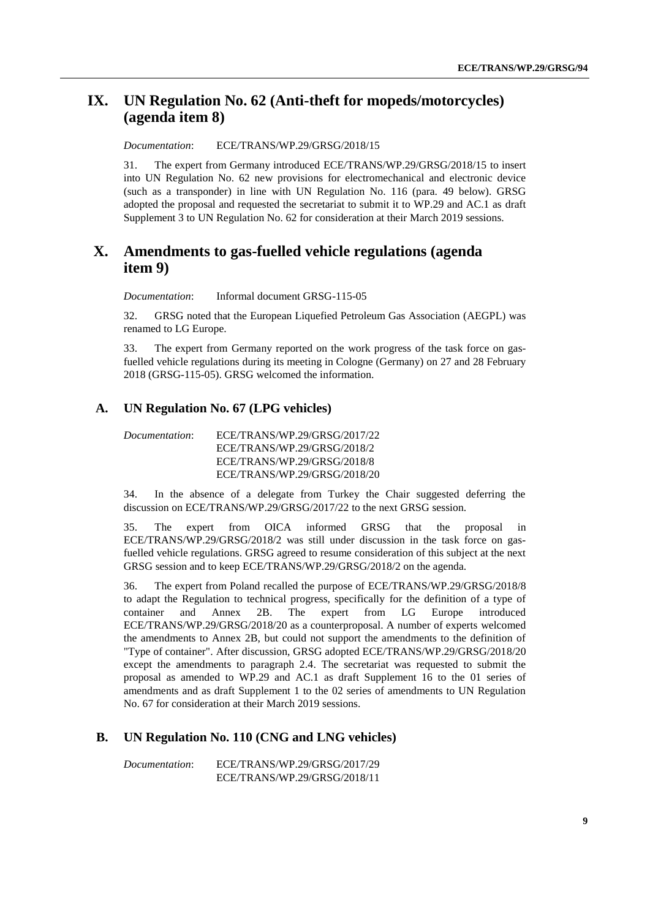## IX. UN Regulation No. 62 (Anti-theft for mopeds/motorcycles) (agenda item 8)

*Documentation*: ECE/TRANS/WP.29/GRSG/2018/15

31. The expert from Germany introduced ECE/TRANS/WP.29/GRSG/2018/15 to insert into UN Regulation No. 62 new provisions for electromechanical and electronic device (such as a transponder) in line with UN Regulation No. 116 (para. 49 below). GRSG adopted the proposal and requested the secretariat to submit it to WP.29 and AC.1 as draft Supplement 3 to UN Regulation No. 62 for consideration at their March 2019 sessions.

## X. Amendments to gas-fuelled vehicle regulations (agenda item 9)

*Documentation*: Informal document GRSG-115-05

32. GRSG noted that the European Liquefied Petroleum Gas Association (AEGPL) was renamed to LG Europe.

33. The expert from Germany reported on the work progress of the task force on gas-fuelled vehicle regulations during its meeting in Cologne (Germany) on 27 and 28 February 2018 (GRSG-115-05). GRSG welcomed the information.

### A. UN Regulation No. 67 (LPG vehicles)

*Documentation*: ECE/TRANS/WP.29/GRSG/2017/22
ECE/TRANS/WP.29/GRSG/2018/2
ECE/TRANS/WP.29/GRSG/2018/8
ECE/TRANS/WP.29/GRSG/2018/20

34. In the absence of a delegate from Turkey the Chair suggested deferring the discussion on ECE/TRANS/WP.29/GRSG/2017/22 to the next GRSG session.

35. The expert from OICA informed GRSG that the proposal in ECE/TRANS/WP.29/GRSG/2018/2 was still under discussion in the task force on gas-fuelled vehicle regulations. GRSG agreed to resume consideration of this subject at the next GRSG session and to keep ECE/TRANS/WP.29/GRSG/2018/2 on the agenda.

36. The expert from Poland recalled the purpose of ECE/TRANS/WP.29/GRSG/2018/8 to adapt the Regulation to technical progress, specifically for the definition of a type of container and Annex 2B. The expert from LG Europe introduced ECE/TRANS/WP.29/GRSG/2018/20 as a counterproposal. A number of experts welcomed the amendments to Annex 2B, but could not support the amendments to the definition of "Type of container". After discussion, GRSG adopted ECE/TRANS/WP.29/GRSG/2018/20 except the amendments to paragraph 2.4. The secretariat was requested to submit the proposal as amended to WP.29 and AC.1 as draft Supplement 16 to the 01 series of amendments and as draft Supplement 1 to the 02 series of amendments to UN Regulation No. 67 for consideration at their March 2019 sessions.

### B. UN Regulation No. 110 (CNG and LNG vehicles)

*Documentation*: ECE/TRANS/WP.29/GRSG/2017/29
ECE/TRANS/WP.29/GRSG/2018/11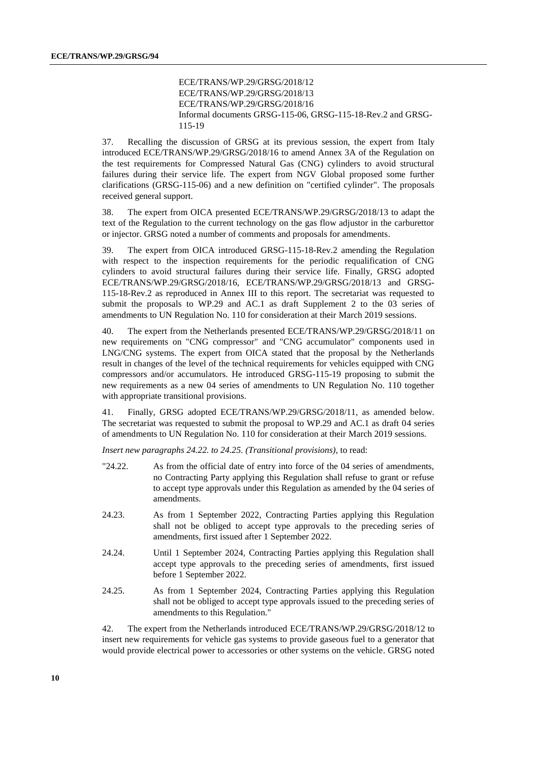ECE/TRANS/WP.29/GRSG/2018/12
ECE/TRANS/WP.29/GRSG/2018/13
ECE/TRANS/WP.29/GRSG/2018/16
Informal documents GRSG-115-06, GRSG-115-18-Rev.2 and GRSG-115-19

37. Recalling the discussion of GRSG at its previous session, the expert from Italy introduced ECE/TRANS/WP.29/GRSG/2018/16 to amend Annex 3A of the Regulation on the test requirements for Compressed Natural Gas (CNG) cylinders to avoid structural failures during their service life. The expert from NGV Global proposed some further clarifications (GRSG-115-06) and a new definition on "certified cylinder". The proposals received general support.

38. The expert from OICA presented ECE/TRANS/WP.29/GRSG/2018/13 to adapt the text of the Regulation to the current technology on the gas flow adjustor in the carburettor or injector. GRSG noted a number of comments and proposals for amendments.

39. The expert from OICA introduced GRSG-115-18-Rev.2 amending the Regulation with respect to the inspection requirements for the periodic requalification of CNG cylinders to avoid structural failures during their service life. Finally, GRSG adopted ECE/TRANS/WP.29/GRSG/2018/16, ECE/TRANS/WP.29/GRSG/2018/13 and GRSG-115-18-Rev.2 as reproduced in Annex III to this report. The secretariat was requested to submit the proposals to WP.29 and AC.1 as draft Supplement 2 to the 03 series of amendments to UN Regulation No. 110 for consideration at their March 2019 sessions.

40. The expert from the Netherlands presented ECE/TRANS/WP.29/GRSG/2018/11 on new requirements on "CNG compressor" and "CNG accumulator" components used in LNG/CNG systems. The expert from OICA stated that the proposal by the Netherlands result in changes of the level of the technical requirements for vehicles equipped with CNG compressors and/or accumulators. He introduced GRSG-115-19 proposing to submit the new requirements as a new 04 series of amendments to UN Regulation No. 110 together with appropriate transitional provisions.

41. Finally, GRSG adopted ECE/TRANS/WP.29/GRSG/2018/11, as amended below. The secretariat was requested to submit the proposal to WP.29 and AC.1 as draft 04 series of amendments to UN Regulation No. 110 for consideration at their March 2019 sessions.

*Insert new paragraphs 24.22. to 24.25. (Transitional provisions)*, to read:

"24.22. As from the official date of entry into force of the 04 series of amendments, no Contracting Party applying this Regulation shall refuse to grant or refuse to accept type approvals under this Regulation as amended by the 04 series of amendments.

24.23. As from 1 September 2022, Contracting Parties applying this Regulation shall not be obliged to accept type approvals to the preceding series of amendments, first issued after 1 September 2022.

24.24. Until 1 September 2024, Contracting Parties applying this Regulation shall accept type approvals to the preceding series of amendments, first issued before 1 September 2022.

24.25. As from 1 September 2024, Contracting Parties applying this Regulation shall not be obliged to accept type approvals issued to the preceding series of amendments to this Regulation."

42. The expert from the Netherlands introduced ECE/TRANS/WP.29/GRSG/2018/12 to insert new requirements for vehicle gas systems to provide gaseous fuel to a generator that would provide electrical power to accessories or other systems on the vehicle. GRSG noted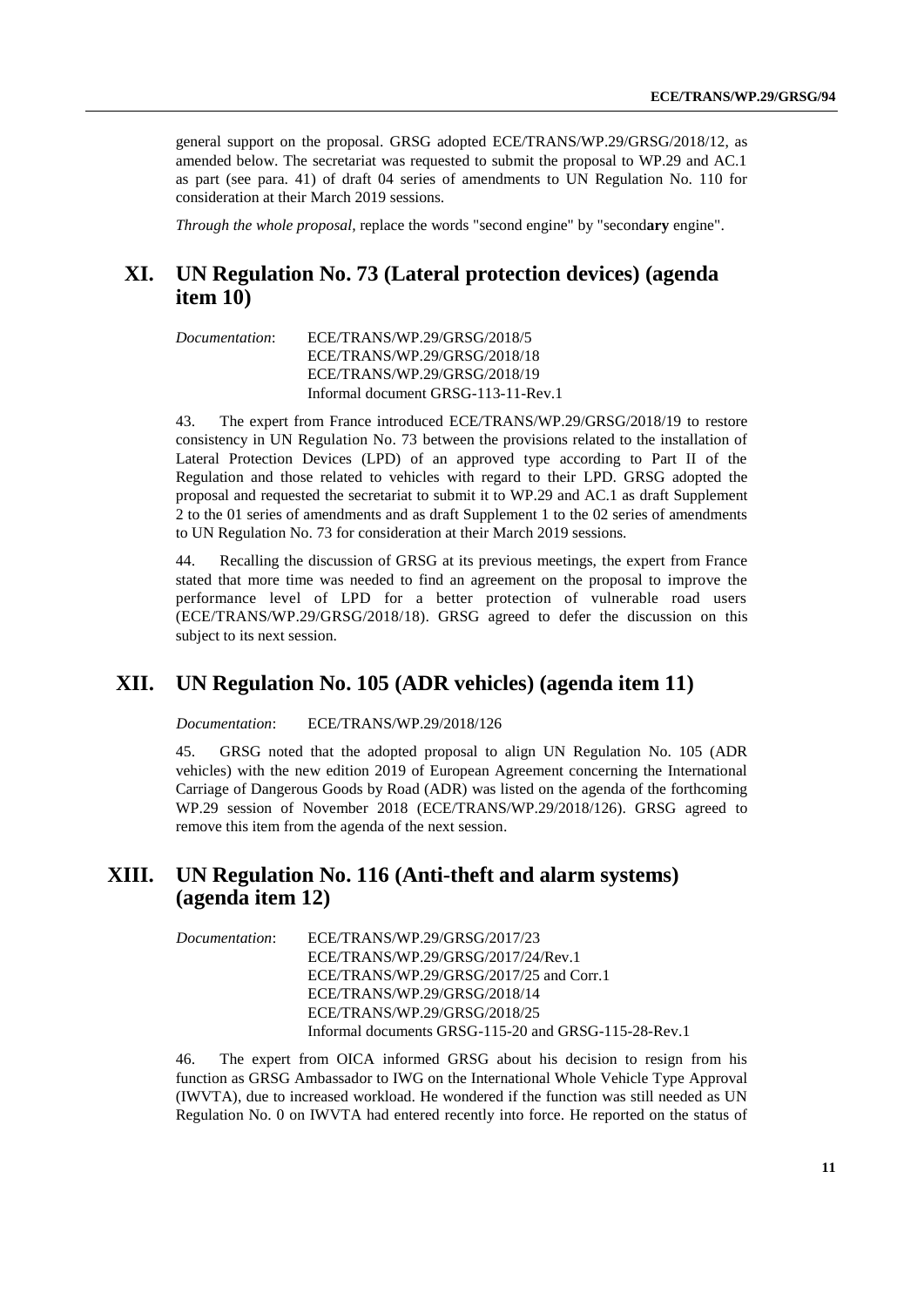general support on the proposal. GRSG adopted ECE/TRANS/WP.29/GRSG/2018/12, as amended below. The secretariat was requested to submit the proposal to WP.29 and AC.1 as part (see para. 41) of draft 04 series of amendments to UN Regulation No. 110 for consideration at their March 2019 sessions.

*Through the whole proposal,* replace the words "second engine" by "second**ary** engine".

## XI. UN Regulation No. 73 (Lateral protection devices) (agenda item 10)

*Documentation*: ECE/TRANS/WP.29/GRSG/2018/5
ECE/TRANS/WP.29/GRSG/2018/18
ECE/TRANS/WP.29/GRSG/2018/19
Informal document GRSG-113-11-Rev.1

43. The expert from France introduced ECE/TRANS/WP.29/GRSG/2018/19 to restore consistency in UN Regulation No. 73 between the provisions related to the installation of Lateral Protection Devices (LPD) of an approved type according to Part II of the Regulation and those related to vehicles with regard to their LPD. GRSG adopted the proposal and requested the secretariat to submit it to WP.29 and AC.1 as draft Supplement 2 to the 01 series of amendments and as draft Supplement 1 to the 02 series of amendments to UN Regulation No. 73 for consideration at their March 2019 sessions.

44. Recalling the discussion of GRSG at its previous meetings, the expert from France stated that more time was needed to find an agreement on the proposal to improve the performance level of LPD for a better protection of vulnerable road users (ECE/TRANS/WP.29/GRSG/2018/18). GRSG agreed to defer the discussion on this subject to its next session.

## XII. UN Regulation No. 105 (ADR vehicles) (agenda item 11)

*Documentation*: ECE/TRANS/WP.29/2018/126

45. GRSG noted that the adopted proposal to align UN Regulation No. 105 (ADR vehicles) with the new edition 2019 of European Agreement concerning the International Carriage of Dangerous Goods by Road (ADR) was listed on the agenda of the forthcoming WP.29 session of November 2018 (ECE/TRANS/WP.29/2018/126). GRSG agreed to remove this item from the agenda of the next session.

## XIII. UN Regulation No. 116 (Anti-theft and alarm systems) (agenda item 12)

*Documentation*: ECE/TRANS/WP.29/GRSG/2017/23
ECE/TRANS/WP.29/GRSG/2017/24/Rev.1
ECE/TRANS/WP.29/GRSG/2017/25 and Corr.1
ECE/TRANS/WP.29/GRSG/2018/14
ECE/TRANS/WP.29/GRSG/2018/25
Informal documents GRSG-115-20 and GRSG-115-28-Rev.1

46. The expert from OICA informed GRSG about his decision to resign from his function as GRSG Ambassador to IWG on the International Whole Vehicle Type Approval (IWVTA), due to increased workload. He wondered if the function was still needed as UN Regulation No. 0 on IWVTA had entered recently into force. He reported on the status of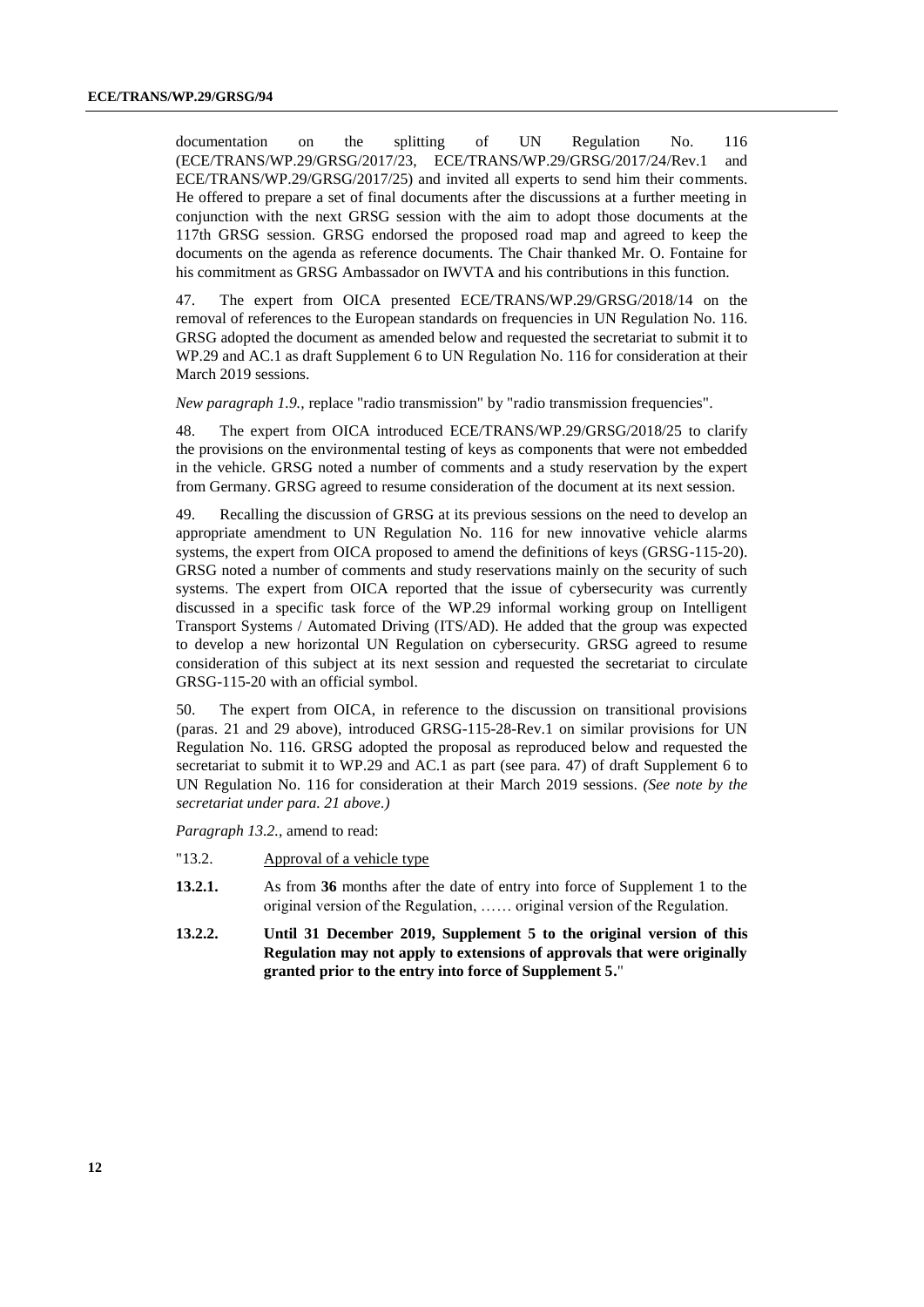documentation on the splitting of UN Regulation No. 116 (ECE/TRANS/WP.29/GRSG/2017/23, ECE/TRANS/WP.29/GRSG/2017/24/Rev.1 and ECE/TRANS/WP.29/GRSG/2017/25) and invited all experts to send him their comments. He offered to prepare a set of final documents after the discussions at a further meeting in conjunction with the next GRSG session with the aim to adopt those documents at the 117th GRSG session. GRSG endorsed the proposed road map and agreed to keep the documents on the agenda as reference documents. The Chair thanked Mr. O. Fontaine for his commitment as GRSG Ambassador on IWVTA and his contributions in this function.

47. The expert from OICA presented ECE/TRANS/WP.29/GRSG/2018/14 on the removal of references to the European standards on frequencies in UN Regulation No. 116. GRSG adopted the document as amended below and requested the secretariat to submit it to WP.29 and AC.1 as draft Supplement 6 to UN Regulation No. 116 for consideration at their March 2019 sessions.

*New paragraph 1.9.*, replace "radio transmission" by "radio transmission frequencies".

48. The expert from OICA introduced ECE/TRANS/WP.29/GRSG/2018/25 to clarify the provisions on the environmental testing of keys as components that were not embedded in the vehicle. GRSG noted a number of comments and a study reservation by the expert from Germany. GRSG agreed to resume consideration of the document at its next session.

49. Recalling the discussion of GRSG at its previous sessions on the need to develop an appropriate amendment to UN Regulation No. 116 for new innovative vehicle alarms systems, the expert from OICA proposed to amend the definitions of keys (GRSG-115-20). GRSG noted a number of comments and study reservations mainly on the security of such systems. The expert from OICA reported that the issue of cybersecurity was currently discussed in a specific task force of the WP.29 informal working group on Intelligent Transport Systems / Automated Driving (ITS/AD). He added that the group was expected to develop a new horizontal UN Regulation on cybersecurity. GRSG agreed to resume consideration of this subject at its next session and requested the secretariat to circulate GRSG-115-20 with an official symbol.

50. The expert from OICA, in reference to the discussion on transitional provisions (paras. 21 and 29 above), introduced GRSG-115-28-Rev.1 on similar provisions for UN Regulation No. 116. GRSG adopted the proposal as reproduced below and requested the secretariat to submit it to WP.29 and AC.1 as part (see para. 47) of draft Supplement 6 to UN Regulation No. 116 for consideration at their March 2019 sessions. *(See note by the secretariat under para. 21 above.)*

*Paragraph 13.2.*, amend to read:

"13.2. Approval of a vehicle type

**13.2.1.** As from **36** months after the date of entry into force of Supplement 1 to the original version of the Regulation, …… original version of the Regulation.

**13.2.2. Until 31 December 2019, Supplement 5 to the original version of this Regulation may not apply to extensions of approvals that were originally granted prior to the entry into force of Supplement 5.**"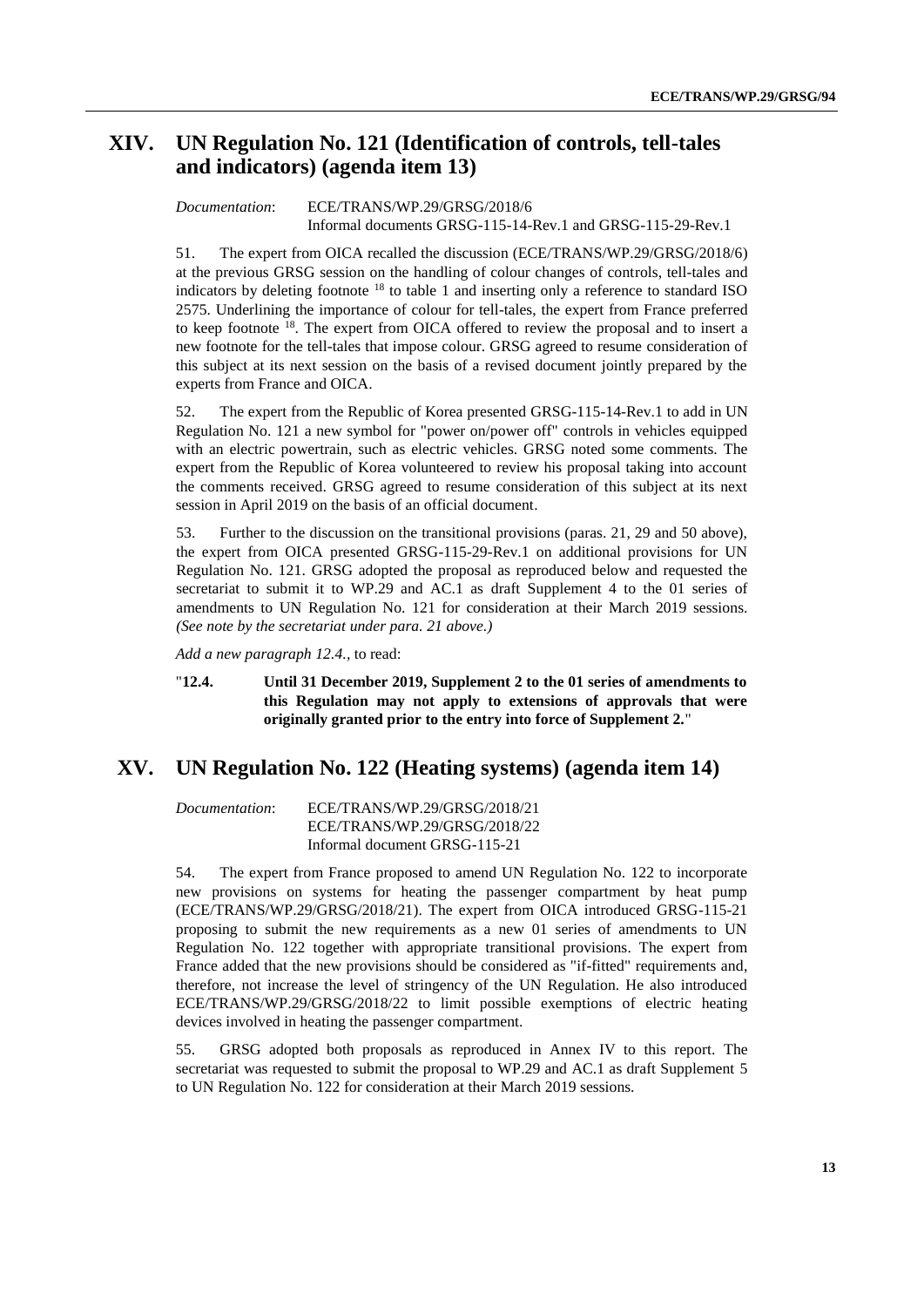## XIV. UN Regulation No. 121 (Identification of controls, tell-tales and indicators) (agenda item 13)

*Documentation*: ECE/TRANS/WP.29/GRSG/2018/6
Informal documents GRSG-115-14-Rev.1 and GRSG-115-29-Rev.1

51. The expert from OICA recalled the discussion (ECE/TRANS/WP.29/GRSG/2018/6) at the previous GRSG session on the handling of colour changes of controls, tell-tales and indicators by deleting footnote [18] to table 1 and inserting only a reference to standard ISO 2575. Underlining the importance of colour for tell-tales, the expert from France preferred to keep footnote [18]. The expert from OICA offered to review the proposal and to insert a new footnote for the tell-tales that impose colour. GRSG agreed to resume consideration of this subject at its next session on the basis of a revised document jointly prepared by the experts from France and OICA.

52. The expert from the Republic of Korea presented GRSG-115-14-Rev.1 to add in UN Regulation No. 121 a new symbol for "power on/power off" controls in vehicles equipped with an electric powertrain, such as electric vehicles. GRSG noted some comments. The expert from the Republic of Korea volunteered to review his proposal taking into account the comments received. GRSG agreed to resume consideration of this subject at its next session in April 2019 on the basis of an official document.

53. Further to the discussion on the transitional provisions (paras. 21, 29 and 50 above), the expert from OICA presented GRSG-115-29-Rev.1 on additional provisions for UN Regulation No. 121. GRSG adopted the proposal as reproduced below and requested the secretariat to submit it to WP.29 and AC.1 as draft Supplement 4 to the 01 series of amendments to UN Regulation No. 121 for consideration at their March 2019 sessions. *(See note by the secretariat under para. 21 above.)*

*Add a new paragraph 12.4.,* to read:

"**12.4. Until 31 December 2019, Supplement 2 to the 01 series of amendments to this Regulation may not apply to extensions of approvals that were originally granted prior to the entry into force of Supplement 2.**"

## XV. UN Regulation No. 122 (Heating systems) (agenda item 14)

*Documentation*: ECE/TRANS/WP.29/GRSG/2018/21
ECE/TRANS/WP.29/GRSG/2018/22
Informal document GRSG-115-21

54. The expert from France proposed to amend UN Regulation No. 122 to incorporate new provisions on systems for heating the passenger compartment by heat pump (ECE/TRANS/WP.29/GRSG/2018/21). The expert from OICA introduced GRSG-115-21 proposing to submit the new requirements as a new 01 series of amendments to UN Regulation No. 122 together with appropriate transitional provisions. The expert from France added that the new provisions should be considered as "if-fitted" requirements and, therefore, not increase the level of stringency of the UN Regulation. He also introduced ECE/TRANS/WP.29/GRSG/2018/22 to limit possible exemptions of electric heating devices involved in heating the passenger compartment.

55. GRSG adopted both proposals as reproduced in Annex IV to this report. The secretariat was requested to submit the proposal to WP.29 and AC.1 as draft Supplement 5 to UN Regulation No. 122 for consideration at their March 2019 sessions.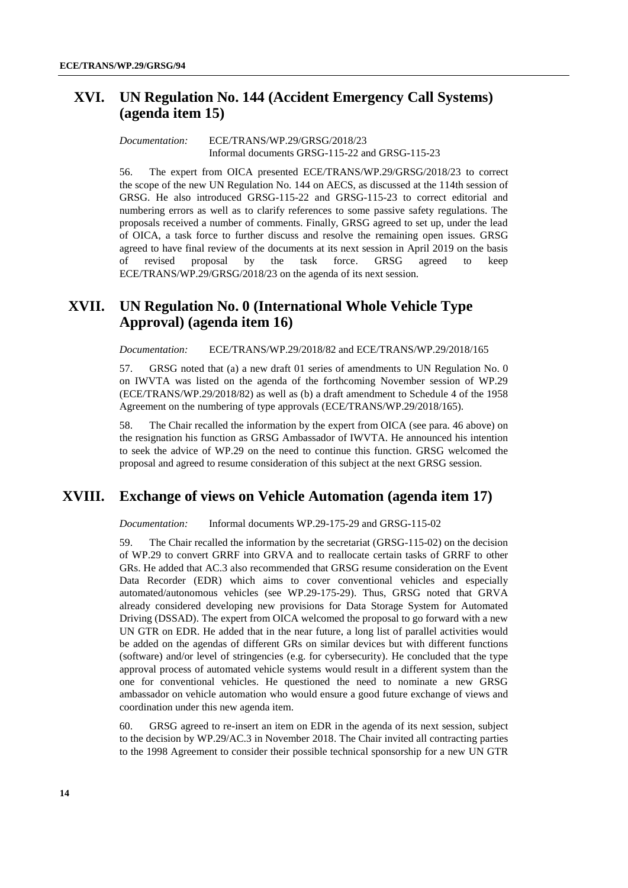## XVI. UN Regulation No. 144 (Accident Emergency Call Systems) (agenda item 15)

*Documentation:* ECE/TRANS/WP.29/GRSG/2018/23
Informal documents GRSG-115-22 and GRSG-115-23

56. The expert from OICA presented ECE/TRANS/WP.29/GRSG/2018/23 to correct the scope of the new UN Regulation No. 144 on AECS, as discussed at the 114th session of GRSG. He also introduced GRSG-115-22 and GRSG-115-23 to correct editorial and numbering errors as well as to clarify references to some passive safety regulations. The proposals received a number of comments. Finally, GRSG agreed to set up, under the lead of OICA, a task force to further discuss and resolve the remaining open issues. GRSG agreed to have final review of the documents at its next session in April 2019 on the basis of revised proposal by the task force. GRSG agreed to keep ECE/TRANS/WP.29/GRSG/2018/23 on the agenda of its next session.

## XVII. UN Regulation No. 0 (International Whole Vehicle Type Approval) (agenda item 16)

*Documentation:* ECE/TRANS/WP.29/2018/82 and ECE/TRANS/WP.29/2018/165

57. GRSG noted that (a) a new draft 01 series of amendments to UN Regulation No. 0 on IWVTA was listed on the agenda of the forthcoming November session of WP.29 (ECE/TRANS/WP.29/2018/82) as well as (b) a draft amendment to Schedule 4 of the 1958 Agreement on the numbering of type approvals (ECE/TRANS/WP.29/2018/165).

58. The Chair recalled the information by the expert from OICA (see para. 46 above) on the resignation his function as GRSG Ambassador of IWVTA. He announced his intention to seek the advice of WP.29 on the need to continue this function. GRSG welcomed the proposal and agreed to resume consideration of this subject at the next GRSG session.

## XVIII. Exchange of views on Vehicle Automation (agenda item 17)

*Documentation:* Informal documents WP.29-175-29 and GRSG-115-02

59. The Chair recalled the information by the secretariat (GRSG-115-02) on the decision of WP.29 to convert GRRF into GRVA and to reallocate certain tasks of GRRF to other GRs. He added that AC.3 also recommended that GRSG resume consideration on the Event Data Recorder (EDR) which aims to cover conventional vehicles and especially automated/autonomous vehicles (see WP.29-175-29). Thus, GRSG noted that GRVA already considered developing new provisions for Data Storage System for Automated Driving (DSSAD). The expert from OICA welcomed the proposal to go forward with a new UN GTR on EDR. He added that in the near future, a long list of parallel activities would be added on the agendas of different GRs on similar devices but with different functions (software) and/or level of stringencies (e.g. for cybersecurity). He concluded that the type approval process of automated vehicle systems would result in a different system than the one for conventional vehicles. He questioned the need to nominate a new GRSG ambassador on vehicle automation who would ensure a good future exchange of views and coordination under this new agenda item.

60. GRSG agreed to re-insert an item on EDR in the agenda of its next session, subject to the decision by WP.29/AC.3 in November 2018. The Chair invited all contracting parties to the 1998 Agreement to consider their possible technical sponsorship for a new UN GTR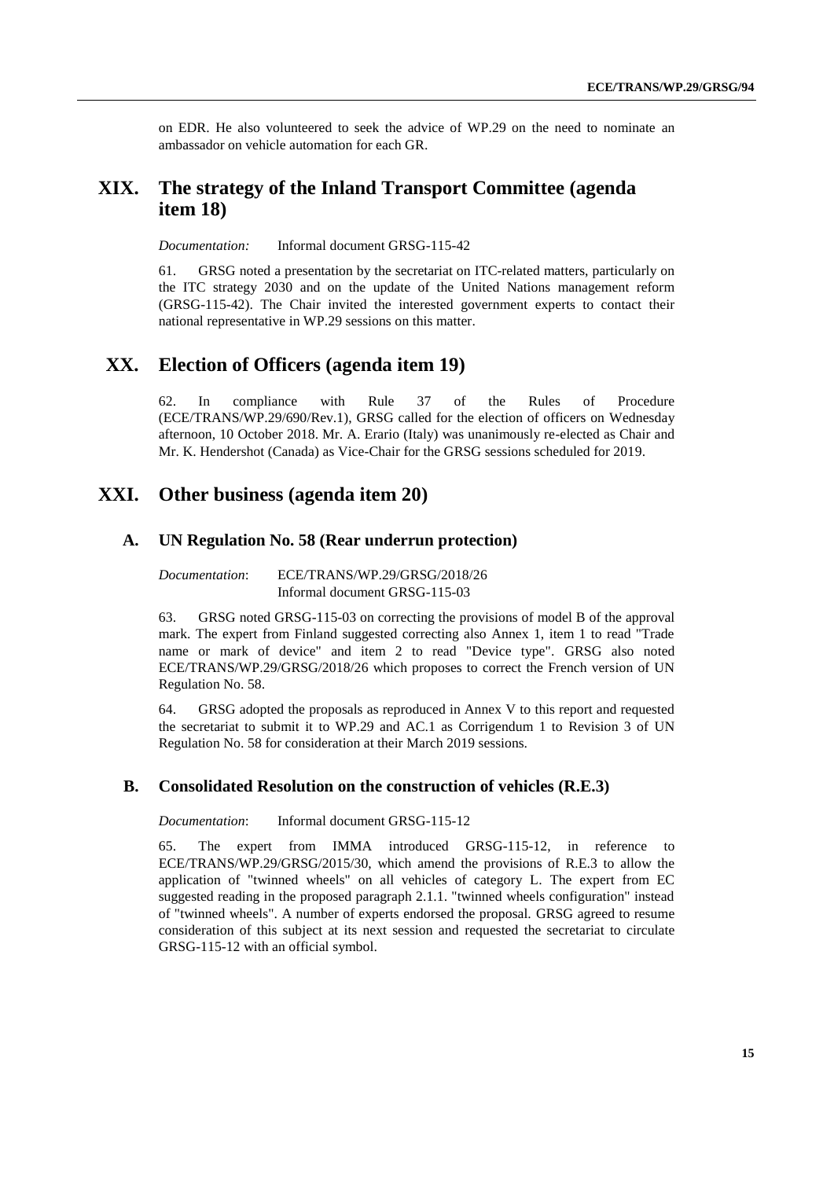on EDR. He also volunteered to seek the advice of WP.29 on the need to nominate an ambassador on vehicle automation for each GR.

# XIX. The strategy of the Inland Transport Committee (agenda item 18)

*Documentation:* Informal document GRSG-115-42

61. GRSG noted a presentation by the secretariat on ITC-related matters, particularly on the ITC strategy 2030 and on the update of the United Nations management reform (GRSG-115-42). The Chair invited the interested government experts to contact their national representative in WP.29 sessions on this matter.

# XX. Election of Officers (agenda item 19)

62. In compliance with Rule 37 of the Rules of Procedure (ECE/TRANS/WP.29/690/Rev.1), GRSG called for the election of officers on Wednesday afternoon, 10 October 2018. Mr. A. Erario (Italy) was unanimously re-elected as Chair and Mr. K. Hendershot (Canada) as Vice-Chair for the GRSG sessions scheduled for 2019.

# XXI. Other business (agenda item 20)

## A. UN Regulation No. 58 (Rear underrun protection)

*Documentation*: ECE/TRANS/WP.29/GRSG/2018/26
Informal document GRSG-115-03

63. GRSG noted GRSG-115-03 on correcting the provisions of model B of the approval mark. The expert from Finland suggested correcting also Annex 1, item 1 to read "Trade name or mark of device" and item 2 to read "Device type". GRSG also noted ECE/TRANS/WP.29/GRSG/2018/26 which proposes to correct the French version of UN Regulation No. 58.

64. GRSG adopted the proposals as reproduced in Annex V to this report and requested the secretariat to submit it to WP.29 and AC.1 as Corrigendum 1 to Revision 3 of UN Regulation No. 58 for consideration at their March 2019 sessions.

## B. Consolidated Resolution on the construction of vehicles (R.E.3)

*Documentation*: Informal document GRSG-115-12

65. The expert from IMMA introduced GRSG-115-12, in reference to ECE/TRANS/WP.29/GRSG/2015/30, which amend the provisions of R.E.3 to allow the application of "twinned wheels" on all vehicles of category L. The expert from EC suggested reading in the proposed paragraph 2.1.1. "twinned wheels configuration" instead of "twinned wheels". A number of experts endorsed the proposal. GRSG agreed to resume consideration of this subject at its next session and requested the secretariat to circulate GRSG-115-12 with an official symbol.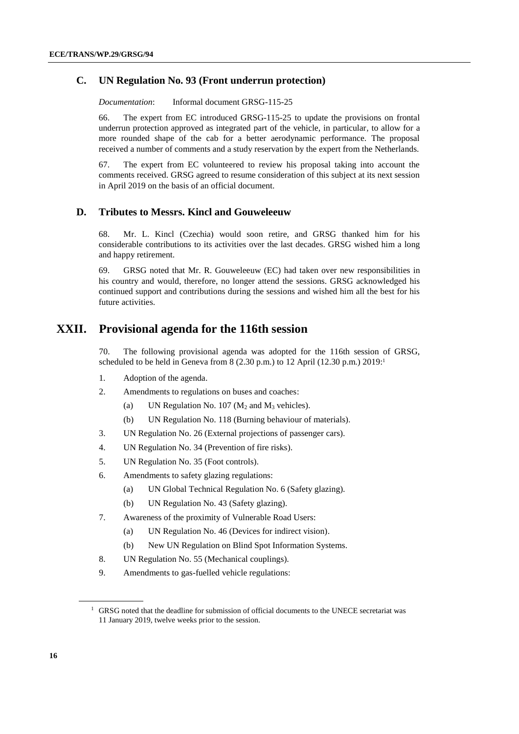### C. UN Regulation No. 93 (Front underrun protection)

*Documentation*: Informal document GRSG-115-25

66. The expert from EC introduced GRSG-115-25 to update the provisions on frontal underrun protection approved as integrated part of the vehicle, in particular, to allow for a more rounded shape of the cab for a better aerodynamic performance. The proposal received a number of comments and a study reservation by the expert from the Netherlands.

67. The expert from EC volunteered to review his proposal taking into account the comments received. GRSG agreed to resume consideration of this subject at its next session in April 2019 on the basis of an official document.

### D. Tributes to Messrs. Kincl and Gouweleeuw

68. Mr. L. Kincl (Czechia) would soon retire, and GRSG thanked him for his considerable contributions to its activities over the last decades. GRSG wished him a long and happy retirement.

69. GRSG noted that Mr. R. Gouweleeuw (EC) had taken over new responsibilities in his country and would, therefore, no longer attend the sessions. GRSG acknowledged his continued support and contributions during the sessions and wished him all the best for his future activities.

## XXII. Provisional agenda for the 116th session

70. The following provisional agenda was adopted for the 116th session of GRSG, scheduled to be held in Geneva from 8 (2.30 p.m.) to 12 April (12.30 p.m.) 2019:[1]

1. Adoption of the agenda.
2. Amendments to regulations on buses and coaches:
   (a) UN Regulation No. 107 ($M_2$ and $M_3$ vehicles).
   (b) UN Regulation No. 118 (Burning behaviour of materials).
3. UN Regulation No. 26 (External projections of passenger cars).
4. UN Regulation No. 34 (Prevention of fire risks).
5. UN Regulation No. 35 (Foot controls).
6. Amendments to safety glazing regulations:
   (a) UN Global Technical Regulation No. 6 (Safety glazing).
   (b) UN Regulation No. 43 (Safety glazing).
7. Awareness of the proximity of Vulnerable Road Users:
   (a) UN Regulation No. 46 (Devices for indirect vision).
   (b) New UN Regulation on Blind Spot Information Systems.
8. UN Regulation No. 55 (Mechanical couplings).
9. Amendments to gas-fuelled vehicle regulations:

[1] GRSG noted that the deadline for submission of official documents to the UNECE secretariat was 11 January 2019, twelve weeks prior to the session.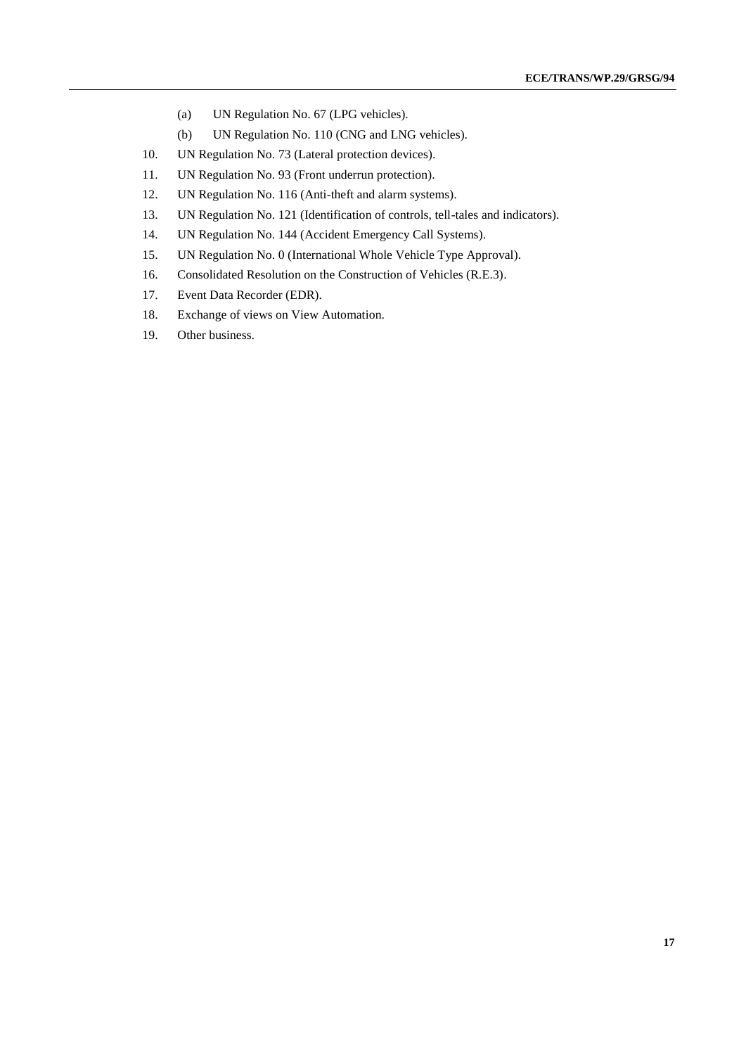(a) UN Regulation No. 67 (LPG vehicles).

(b) UN Regulation No. 110 (CNG and LNG vehicles).

10. UN Regulation No. 73 (Lateral protection devices).

11. UN Regulation No. 93 (Front underrun protection).

12. UN Regulation No. 116 (Anti-theft and alarm systems).

13. UN Regulation No. 121 (Identification of controls, tell-tales and indicators).

14. UN Regulation No. 144 (Accident Emergency Call Systems).

15. UN Regulation No. 0 (International Whole Vehicle Type Approval).

16. Consolidated Resolution on the Construction of Vehicles (R.E.3).

17. Event Data Recorder (EDR).

18. Exchange of views on View Automation.

19. Other business.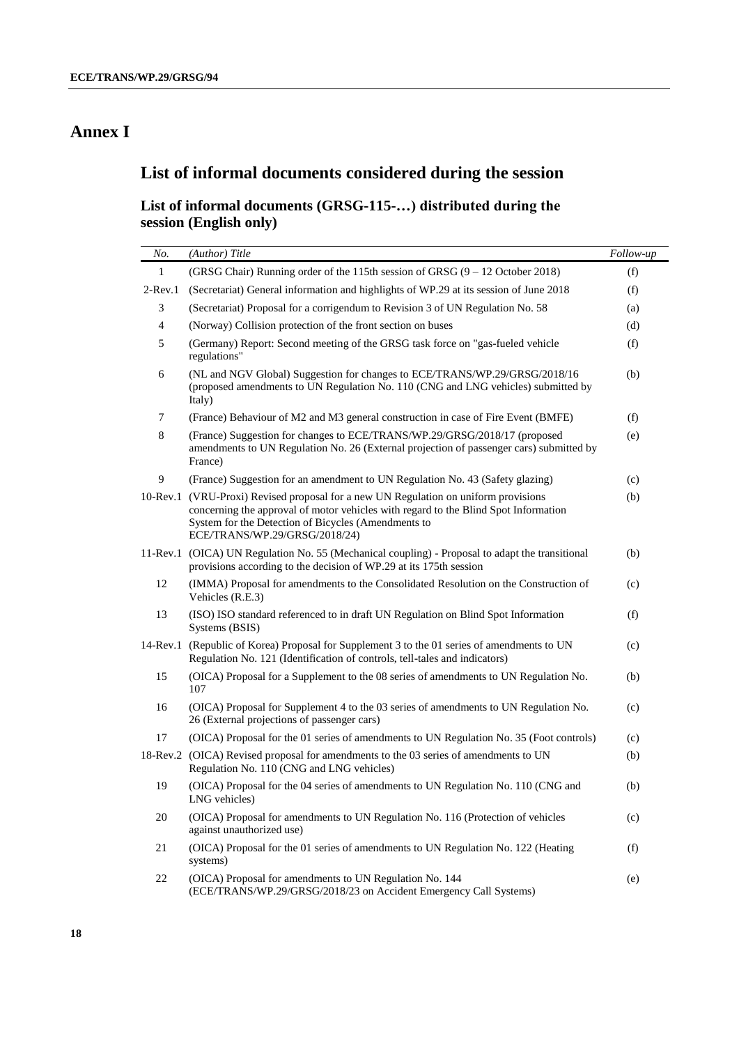# Annex I

## List of informal documents considered during the session

### List of informal documents (GRSG-115-…) distributed during the session (English only)

| *No.* | *(Author) Title* | *Follow-up* |
|---|---|---|
| 1 | (GRSG Chair) Running order of the 115th session of GRSG (9 – 12 October 2018) | (f) |
| 2-Rev.1 | (Secretariat) General information and highlights of WP.29 at its session of June 2018 | (f) |
| 3 | (Secretariat) Proposal for a corrigendum to Revision 3 of UN Regulation No. 58 | (a) |
| 4 | (Norway) Collision protection of the front section on buses | (d) |
| 5 | (Germany) Report: Second meeting of the GRSG task force on "gas-fueled vehicle regulations" | (f) |
| 6 | (NL and NGV Global) Suggestion for changes to ECE/TRANS/WP.29/GRSG/2018/16 (proposed amendments to UN Regulation No. 110 (CNG and LNG vehicles) submitted by Italy) | (b) |
| 7 | (France) Behaviour of M2 and M3 general construction in case of Fire Event (BMFE) | (f) |
| 8 | (France) Suggestion for changes to ECE/TRANS/WP.29/GRSG/2018/17 (proposed amendments to UN Regulation No. 26 (External projection of passenger cars) submitted by France) | (e) |
| 9 | (France) Suggestion for an amendment to UN Regulation No. 43 (Safety glazing) | (c) |
| 10-Rev.1 | (VRU-Proxi) Revised proposal for a new UN Regulation on uniform provisions concerning the approval of motor vehicles with regard to the Blind Spot Information System for the Detection of Bicycles (Amendments to ECE/TRANS/WP.29/GRSG/2018/24) | (b) |
| 11-Rev.1 | (OICA) UN Regulation No. 55 (Mechanical coupling) - Proposal to adapt the transitional provisions according to the decision of WP.29 at its 175th session | (b) |
| 12 | (IMMA) Proposal for amendments to the Consolidated Resolution on the Construction of Vehicles (R.E.3) | (c) |
| 13 | (ISO) ISO standard referenced to in draft UN Regulation on Blind Spot Information Systems (BSIS) | (f) |
| 14-Rev.1 | (Republic of Korea) Proposal for Supplement 3 to the 01 series of amendments to UN Regulation No. 121 (Identification of controls, tell-tales and indicators) | (c) |
| 15 | (OICA) Proposal for a Supplement to the 08 series of amendments to UN Regulation No. 107 | (b) |
| 16 | (OICA) Proposal for Supplement 4 to the 03 series of amendments to UN Regulation No. 26 (External projections of passenger cars) | (c) |
| 17 | (OICA) Proposal for the 01 series of amendments to UN Regulation No. 35 (Foot controls) | (c) |
| 18-Rev.2 | (OICA) Revised proposal for amendments to the 03 series of amendments to UN Regulation No. 110 (CNG and LNG vehicles) | (b) |
| 19 | (OICA) Proposal for the 04 series of amendments to UN Regulation No. 110 (CNG and LNG vehicles) | (b) |
| 20 | (OICA) Proposal for amendments to UN Regulation No. 116 (Protection of vehicles against unauthorized use) | (c) |
| 21 | (OICA) Proposal for the 01 series of amendments to UN Regulation No. 122 (Heating systems) | (f) |
| 22 | (OICA) Proposal for amendments to UN Regulation No. 144 (ECE/TRANS/WP.29/GRSG/2018/23 on Accident Emergency Call Systems) | (e) |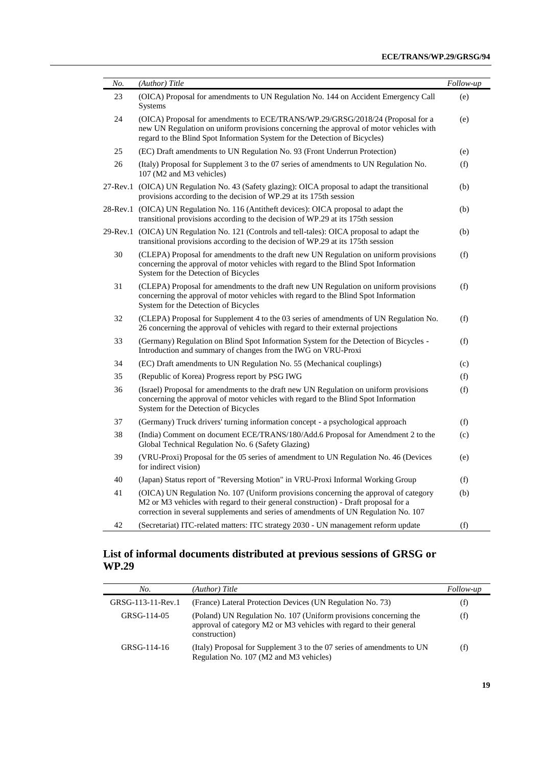| *No.* | *(Author) Title* | *Follow-up* |
|---|---|---|
| 23 | (OICA) Proposal for amendments to UN Regulation No. 144 on Accident Emergency Call Systems | (e) |
| 24 | (OICA) Proposal for amendments to ECE/TRANS/WP.29/GRSG/2018/24 (Proposal for a new UN Regulation on uniform provisions concerning the approval of motor vehicles with regard to the Blind Spot Information System for the Detection of Bicycles) | (e) |
| 25 | (EC) Draft amendments to UN Regulation No. 93 (Front Underrun Protection) | (e) |
| 26 | (Italy) Proposal for Supplement 3 to the 07 series of amendments to UN Regulation No. 107 (M2 and M3 vehicles) | (f) |
| 27-Rev.1 | (OICA) UN Regulation No. 43 (Safety glazing): OICA proposal to adapt the transitional provisions according to the decision of WP.29 at its 175th session | (b) |
| 28-Rev.1 | (OICA) UN Regulation No. 116 (Antitheft devices): OICA proposal to adapt the transitional provisions according to the decision of WP.29 at its 175th session | (b) |
| 29-Rev.1 | (OICA) UN Regulation No. 121 (Controls and tell-tales): OICA proposal to adapt the transitional provisions according to the decision of WP.29 at its 175th session | (b) |
| 30 | (CLEPA) Proposal for amendments to the draft new UN Regulation on uniform provisions concerning the approval of motor vehicles with regard to the Blind Spot Information System for the Detection of Bicycles | (f) |
| 31 | (CLEPA) Proposal for amendments to the draft new UN Regulation on uniform provisions concerning the approval of motor vehicles with regard to the Blind Spot Information System for the Detection of Bicycles | (f) |
| 32 | (CLEPA) Proposal for Supplement 4 to the 03 series of amendments of UN Regulation No. 26 concerning the approval of vehicles with regard to their external projections | (f) |
| 33 | (Germany) Regulation on Blind Spot Information System for the Detection of Bicycles - Introduction and summary of changes from the IWG on VRU-Proxi | (f) |
| 34 | (EC) Draft amendments to UN Regulation No. 55 (Mechanical couplings) | (c) |
| 35 | (Republic of Korea) Progress report by PSG IWG | (f) |
| 36 | (Israel) Proposal for amendments to the draft new UN Regulation on uniform provisions concerning the approval of motor vehicles with regard to the Blind Spot Information System for the Detection of Bicycles | (f) |
| 37 | (Germany) Truck drivers' turning information concept - a psychological approach | (f) |
| 38 | (India) Comment on document ECE/TRANS/180/Add.6 Proposal for Amendment 2 to the Global Technical Regulation No. 6 (Safety Glazing) | (c) |
| 39 | (VRU-Proxi) Proposal for the 05 series of amendment to UN Regulation No. 46 (Devices for indirect vision) | (e) |
| 40 | (Japan) Status report of "Reversing Motion" in VRU-Proxi Informal Working Group | (f) |
| 41 | (OICA) UN Regulation No. 107 (Uniform provisions concerning the approval of category M2 or M3 vehicles with regard to their general construction) - Draft proposal for a correction in several supplements and series of amendments of UN Regulation No. 107 | (b) |
| 42 | (Secretariat) ITC-related matters: ITC strategy 2030 - UN management reform update | (f) |

## List of informal documents distributed at previous sessions of GRSG or WP.29

| *No.* | *(Author) Title* | *Follow-up* |
|---|---|---|
| GRSG-113-11-Rev.1 | (France) Lateral Protection Devices (UN Regulation No. 73) | (f) |
| GRSG-114-05 | (Poland) UN Regulation No. 107 (Uniform provisions concerning the approval of category M2 or M3 vehicles with regard to their general construction) | (f) |
| GRSG-114-16 | (Italy) Proposal for Supplement 3 to the 07 series of amendments to UN Regulation No. 107 (M2 and M3 vehicles) | (f) |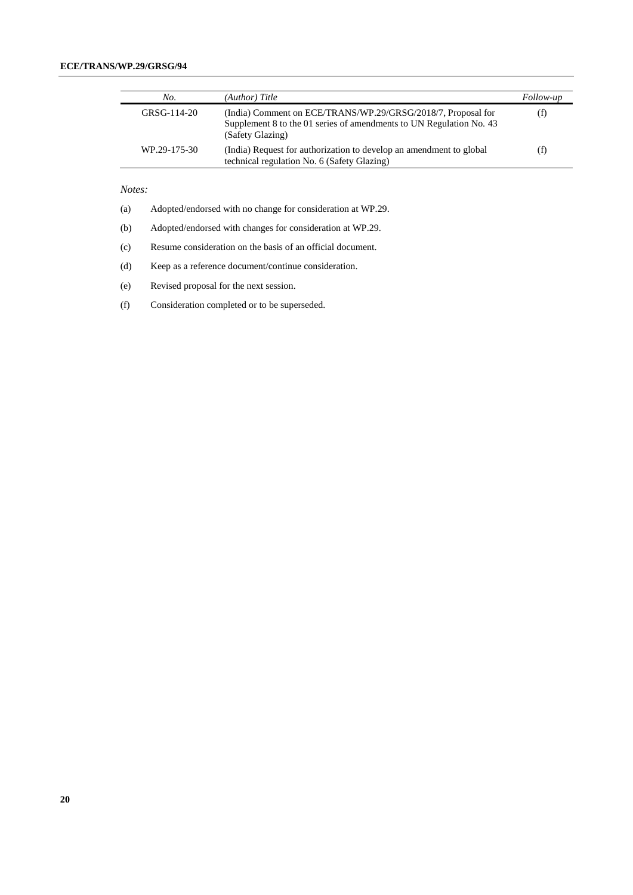| *No.* | *(Author) Title* | *Follow-up* |
|---|---|---|
| GRSG-114-20 | (India) Comment on ECE/TRANS/WP.29/GRSG/2018/7, Proposal for Supplement 8 to the 01 series of amendments to UN Regulation No. 43 (Safety Glazing) | (f) |
| WP.29-175-30 | (India) Request for authorization to develop an amendment to global technical regulation No. 6 (Safety Glazing) | (f) |

*Notes:*

(a) Adopted/endorsed with no change for consideration at WP.29.

(b) Adopted/endorsed with changes for consideration at WP.29.

(c) Resume consideration on the basis of an official document.

(d) Keep as a reference document/continue consideration.

(e) Revised proposal for the next session.

(f) Consideration completed or to be superseded.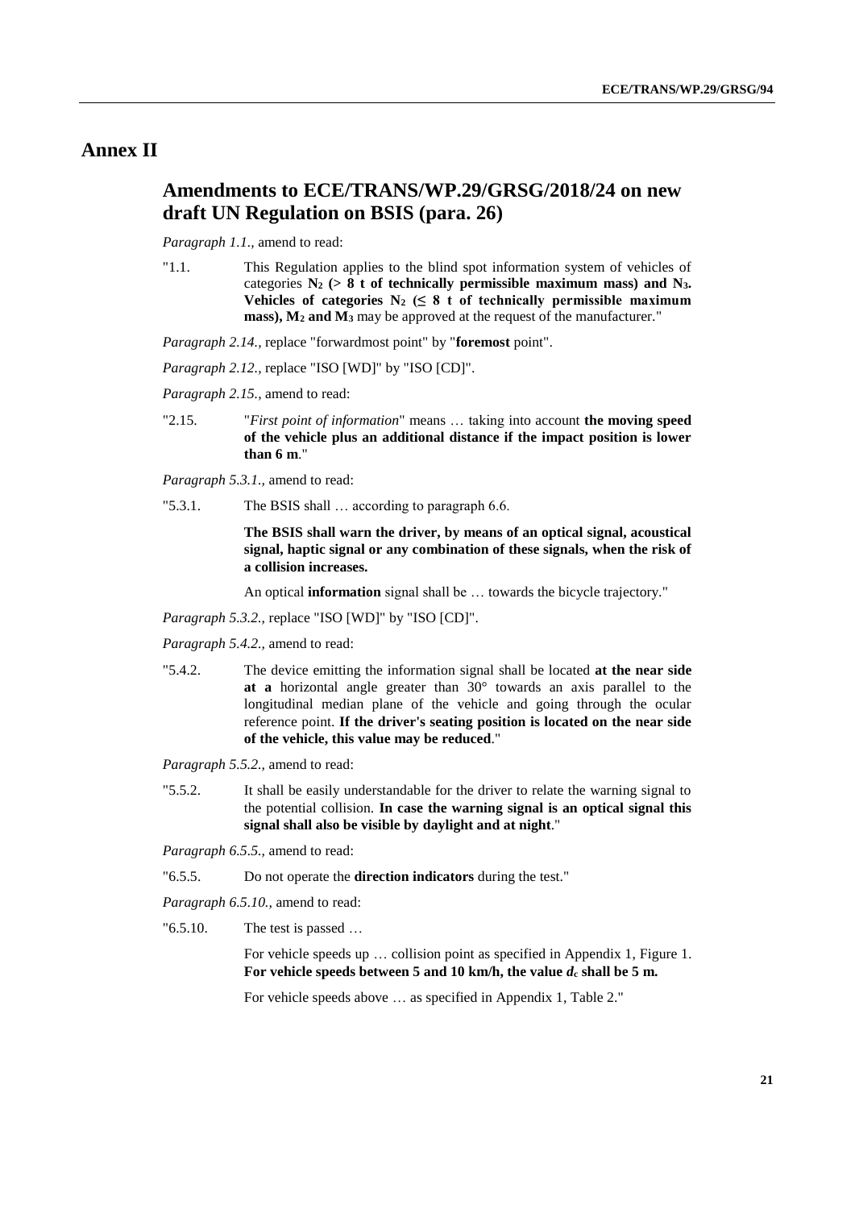# Annex II

## Amendments to ECE/TRANS/WP.29/GRSG/2018/24 on new draft UN Regulation on BSIS (para. 26)

*Paragraph 1.1.*, amend to read:

"1.1. This Regulation applies to the blind spot information system of vehicles of categories **$N_2$ (> 8 t of technically permissible maximum mass) and $N_3$. Vehicles of categories $N_2$ (≤ 8 t of technically permissible maximum mass), $M_2$ and $M_3$** may be approved at the request of the manufacturer."

*Paragraph 2.14.*, replace "forwardmost point" by "**foremost** point".

*Paragraph 2.12.*, replace "ISO [WD]" by "ISO [CD]".

*Paragraph 2.15.*, amend to read:

"2.15. "*First point of information*" means … taking into account **the moving speed of the vehicle plus an additional distance if the impact position is lower than 6 m**."

*Paragraph 5.3.1.*, amend to read:

"5.3.1. The BSIS shall … according to paragraph 6.6.

**The BSIS shall warn the driver, by means of an optical signal, acoustical signal, haptic signal or any combination of these signals, when the risk of a collision increases.**

An optical **information** signal shall be … towards the bicycle trajectory."

*Paragraph 5.3.2.*, replace "ISO [WD]" by "ISO [CD]".

*Paragraph 5.4.2.*, amend to read:

"5.4.2. The device emitting the information signal shall be located **at the near side at a** horizontal angle greater than 30° towards an axis parallel to the longitudinal median plane of the vehicle and going through the ocular reference point. **If the driver's seating position is located on the near side of the vehicle, this value may be reduced**."

*Paragraph 5.5.2.*, amend to read:

"5.5.2. It shall be easily understandable for the driver to relate the warning signal to the potential collision. **In case the warning signal is an optical signal this signal shall also be visible by daylight and at night**."

*Paragraph 6.5.5.*, amend to read:

"6.5.5. Do not operate the **direction indicators** during the test."

*Paragraph 6.5.10.*, amend to read:

"6.5.10. The test is passed …

For vehicle speeds up … collision point as specified in Appendix 1, Figure 1. **For vehicle speeds between 5 and 10 km/h, the value $d_c$ shall be 5 m.**

For vehicle speeds above … as specified in Appendix 1, Table 2."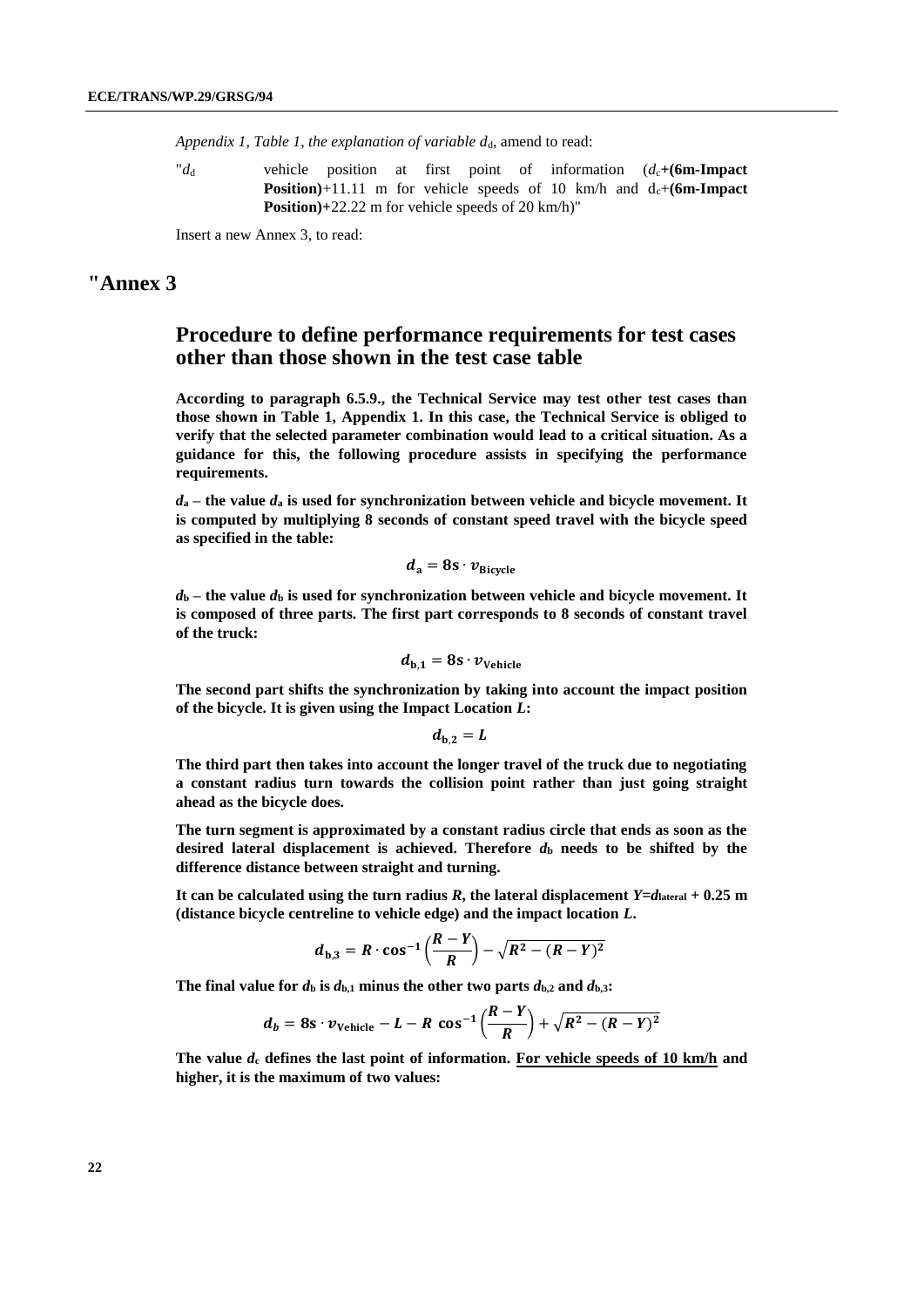*Appendix 1, Table 1, the explanation of variable $d_d$*, amend to read:

"$d_d$ vehicle position at first point of information ($d_c$**+(6m-Impact Position)**+11.11 m for vehicle speeds of 10 km/h and $d_c$+**(6m-Impact Position)**+22.22 m for vehicle speeds of 20 km/h)"

Insert a new Annex 3, to read:

# "Annex 3

## Procedure to define performance requirements for test cases other than those shown in the test case table

**According to paragraph 6.5.9., the Technical Service may test other test cases than those shown in Table 1, Appendix 1. In this case, the Technical Service is obliged to verify that the selected parameter combination would lead to a critical situation. As a guidance for this, the following procedure assists in specifying the performance requirements.**

**$d_a$ – the value $d_a$ is used for synchronization between vehicle and bicycle movement. It is computed by multiplying 8 seconds of constant speed travel with the bicycle speed as specified in the table:**

$$d_a = 8\text{s} \cdot v_{\text{Bicycle}}$$

**$d_b$ – the value $d_b$ is used for synchronization between vehicle and bicycle movement. It is composed of three parts. The first part corresponds to 8 seconds of constant travel of the truck:**

$$d_{b,1} = 8\text{s} \cdot v_{\text{Vehicle}}$$

**The second part shifts the synchronization by taking into account the impact position of the bicycle. It is given using the Impact Location *L*:**

$$d_{b,2} = L$$

**The third part then takes into account the longer travel of the truck due to negotiating a constant radius turn towards the collision point rather than just going straight ahead as the bicycle does.**

**The turn segment is approximated by a constant radius circle that ends as soon as the desired lateral displacement is achieved. Therefore $d_b$ needs to be shifted by the difference distance between straight and turning.**

**It can be calculated using the turn radius *R*, the lateral displacement $Y=d_{\text{lateral}} + 0.25$ m (distance bicycle centreline to vehicle edge) and the impact location *L*.**

$$d_{b,3} = R \cdot \cos^{-1}\left(\frac{R-Y}{R}\right) - \sqrt{R^2 - (R-Y)^2}$$

**The final value for $d_b$ is $d_{b,1}$ minus the other two parts $d_{b,2}$ and $d_{b,3}$:**

$$d_b = 8\text{s} \cdot v_{\text{Vehicle}} - L - R\ \cos^{-1}\left(\frac{R-Y}{R}\right) + \sqrt{R^2 - (R-Y)^2}$$

**The value $d_c$ defines the last point of information. For vehicle speeds of 10 km/h and higher, it is the maximum of two values:**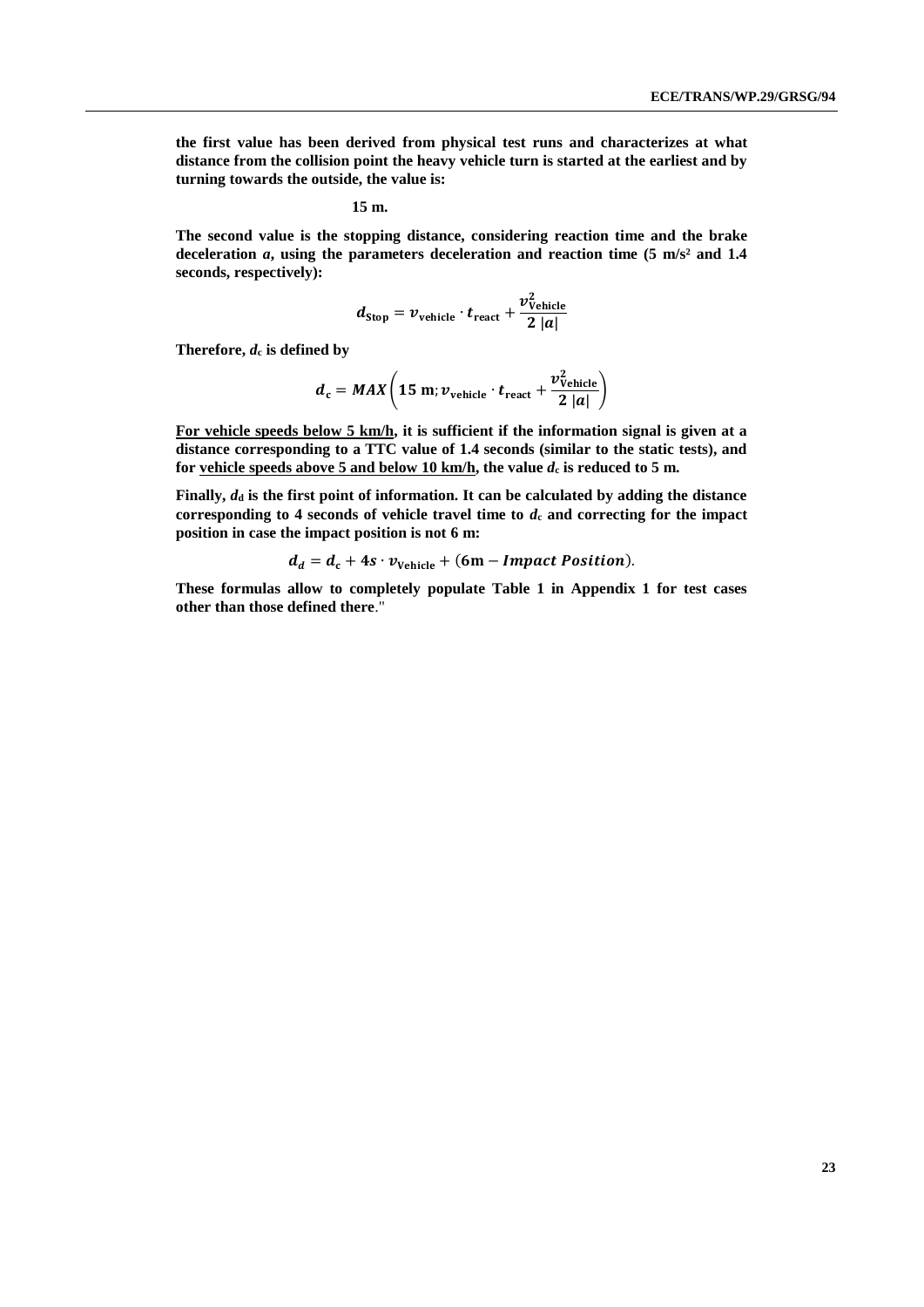**the first value has been derived from physical test runs and characterizes at what distance from the collision point the heavy vehicle turn is started at the earliest and by turning towards the outside, the value is:**

**15 m.**

**The second value is the stopping distance, considering reaction time and the brake deceleration *a*, using the parameters deceleration and reaction time (5 m/s² and 1.4 seconds, respectively):**

$$d_{\text{Stop}} = v_{\text{vehicle}} \cdot t_{\text{react}} + \frac{v_{\text{Vehicle}}^2}{2\,|a|}$$

**Therefore, $d_c$ is defined by**

$$d_c = MAX\left(15\text{ m}; v_{\text{vehicle}} \cdot t_{\text{react}} + \frac{v_{\text{Vehicle}}^2}{2\,|a|}\right)$$

**<u>For vehicle speeds below 5 km/h</u>, it is sufficient if the information signal is given at a distance corresponding to a TTC value of 1.4 seconds (similar to the static tests), and for <u>vehicle speeds above 5 and below 10 km/h</u>, the value $d_c$ is reduced to 5 m.**

**Finally, $d_d$ is the first point of information. It can be calculated by adding the distance corresponding to 4 seconds of vehicle travel time to $d_c$ and correcting for the impact position in case the impact position is not 6 m:**

$$d_d = d_c + 4s \cdot v_{\text{Vehicle}} + (6\text{m} - \textit{Impact Position}).$$

**These formulas allow to completely populate Table 1 in Appendix 1 for test cases other than those defined there**."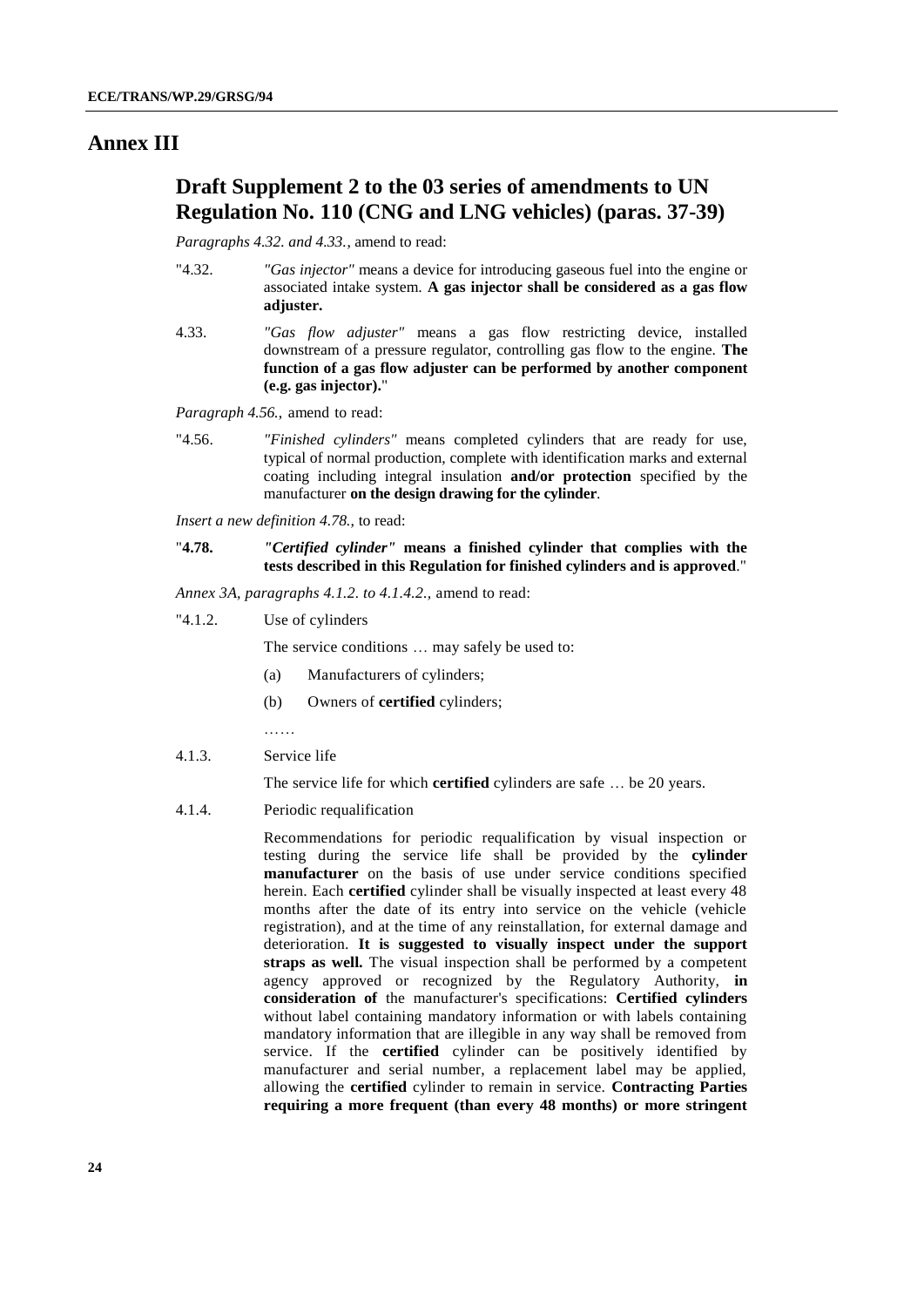# Annex III

## Draft Supplement 2 to the 03 series of amendments to UN Regulation No. 110 (CNG and LNG vehicles) (paras. 37-39)

*Paragraphs 4.32. and 4.33.*, amend to read:

"4.32. *"Gas injector"* means a device for introducing gaseous fuel into the engine or associated intake system. **A gas injector shall be considered as a gas flow adjuster.**

4.33. *"Gas flow adjuster"* means a gas flow restricting device, installed downstream of a pressure regulator, controlling gas flow to the engine. **The function of a gas flow adjuster can be performed by another component (e.g. gas injector).**"

*Paragraph 4.56.*, amend to read:

"4.56. *"Finished cylinders"* means completed cylinders that are ready for use, typical of normal production, complete with identification marks and external coating including integral insulation **and/or protection** specified by the manufacturer **on the design drawing for the cylinder**.

*Insert a new definition 4.78.*, to read:

"**4.78.** ***"Certified cylinder"* means a finished cylinder that complies with the tests described in this Regulation for finished cylinders and is approved**."

*Annex 3A, paragraphs 4.1.2. to 4.1.4.2.*, amend to read:

"4.1.2. Use of cylinders

The service conditions … may safely be used to:

(a) Manufacturers of cylinders;

(b) Owners of **certified** cylinders;

……

4.1.3. Service life

The service life for which **certified** cylinders are safe … be 20 years.

4.1.4. Periodic requalification

Recommendations for periodic requalification by visual inspection or testing during the service life shall be provided by the **cylinder manufacturer** on the basis of use under service conditions specified herein. Each **certified** cylinder shall be visually inspected at least every 48 months after the date of its entry into service on the vehicle (vehicle registration), and at the time of any reinstallation, for external damage and deterioration. **It is suggested to visually inspect under the support straps as well.** The visual inspection shall be performed by a competent agency approved or recognized by the Regulatory Authority, **in consideration of** the manufacturer's specifications: **Certified cylinders** without label containing mandatory information or with labels containing mandatory information that are illegible in any way shall be removed from service. If the **certified** cylinder can be positively identified by manufacturer and serial number, a replacement label may be applied, allowing the **certified** cylinder to remain in service. **Contracting Parties requiring a more frequent (than every 48 months) or more stringent**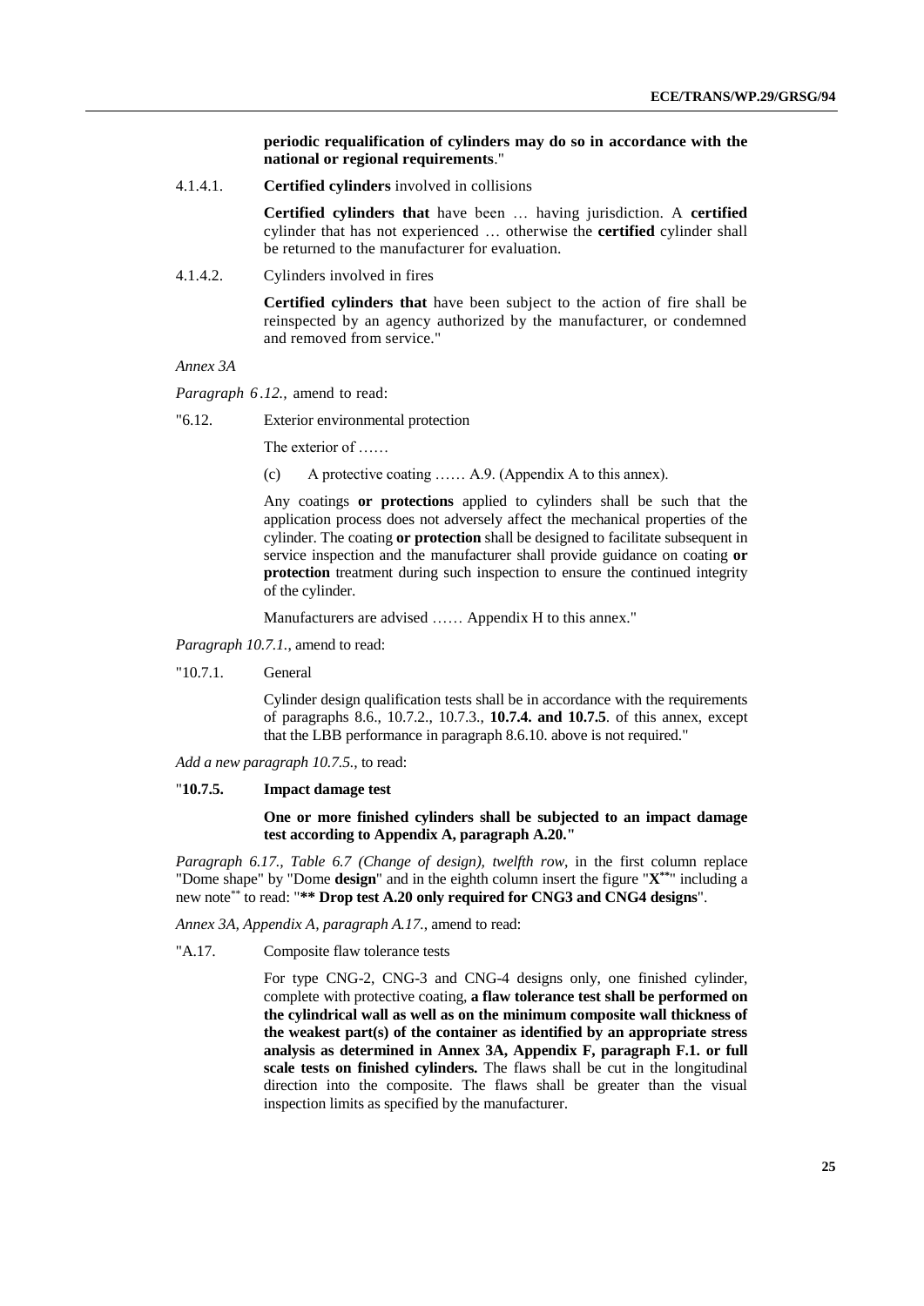**periodic requalification of cylinders may do so in accordance with the national or regional requirements**."

4.1.4.1. **Certified cylinders** involved in collisions

**Certified cylinders that** have been … having jurisdiction. A **certified** cylinder that has not experienced … otherwise the **certified** cylinder shall be returned to the manufacturer for evaluation.

4.1.4.2. Cylinders involved in fires

**Certified cylinders that** have been subject to the action of fire shall be reinspected by an agency authorized by the manufacturer, or condemned and removed from service."

*Annex 3A*

*Paragraph 6.12.,* amend to read:

"6.12. Exterior environmental protection

The exterior of ……

(c) A protective coating …… A.9. (Appendix A to this annex).

Any coatings **or protections** applied to cylinders shall be such that the application process does not adversely affect the mechanical properties of the cylinder. The coating **or protection** shall be designed to facilitate subsequent in service inspection and the manufacturer shall provide guidance on coating **or protection** treatment during such inspection to ensure the continued integrity of the cylinder.

Manufacturers are advised …… Appendix H to this annex."

*Paragraph 10.7.1.*, amend to read:

"10.7.1. General

Cylinder design qualification tests shall be in accordance with the requirements of paragraphs 8.6., 10.7.2., 10.7.3., **10.7.4. and 10.7.5**. of this annex, except that the LBB performance in paragraph 8.6.10. above is not required."

*Add a new paragraph 10.7.5.*, to read:

"**10.7.5. Impact damage test**

**One or more finished cylinders shall be subjected to an impact damage test according to Appendix A, paragraph A.20."**

*Paragraph 6.17., Table 6.7 (Change of design), twelfth row*, in the first column replace "Dome shape" by "Dome **design**" and in the eighth column insert the figure "**X**[**]" including a new note[**] to read: "**** Drop test A.20 only required for CNG3 and CNG4 designs**".

*Annex 3A, Appendix A, paragraph A.17.*, amend to read:

"A.17. Composite flaw tolerance tests

For type CNG-2, CNG-3 and CNG-4 designs only, one finished cylinder, complete with protective coating, **a flaw tolerance test shall be performed on the cylindrical wall as well as on the minimum composite wall thickness of the weakest part(s) of the container as identified by an appropriate stress analysis as determined in Annex 3A, Appendix F, paragraph F.1. or full scale tests on finished cylinders.** The flaws shall be cut in the longitudinal direction into the composite. The flaws shall be greater than the visual inspection limits as specified by the manufacturer.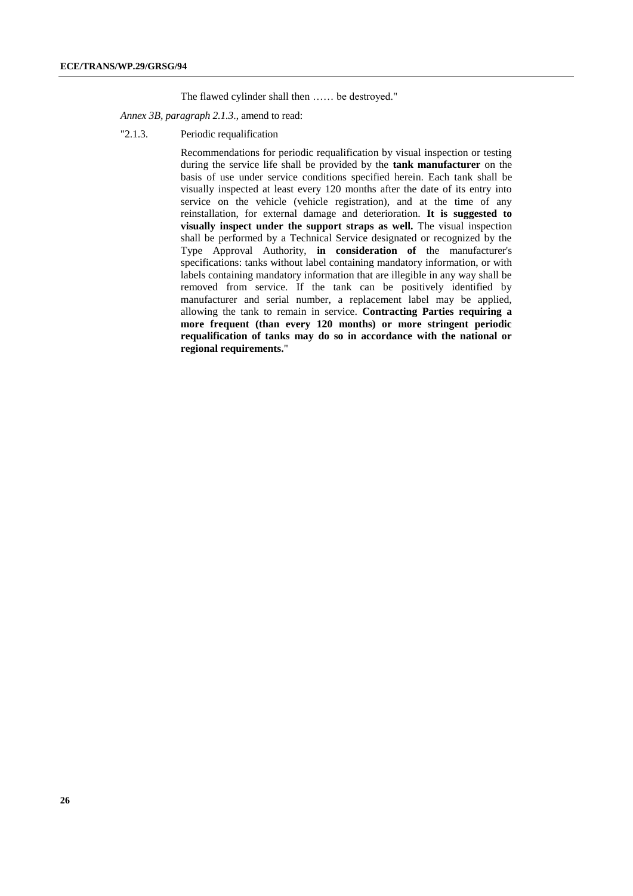The flawed cylinder shall then …… be destroyed."

*Annex 3B, paragraph 2.1.3.*, amend to read:

"2.1.3. Periodic requalification

Recommendations for periodic requalification by visual inspection or testing during the service life shall be provided by the **tank manufacturer** on the basis of use under service conditions specified herein. Each tank shall be visually inspected at least every 120 months after the date of its entry into service on the vehicle (vehicle registration), and at the time of any reinstallation, for external damage and deterioration. **It is suggested to visually inspect under the support straps as well.** The visual inspection shall be performed by a Technical Service designated or recognized by the Type Approval Authority, **in consideration of** the manufacturer's specifications: tanks without label containing mandatory information, or with labels containing mandatory information that are illegible in any way shall be removed from service. If the tank can be positively identified by manufacturer and serial number, a replacement label may be applied, allowing the tank to remain in service. **Contracting Parties requiring a more frequent (than every 120 months) or more stringent periodic requalification of tanks may do so in accordance with the national or regional requirements.**"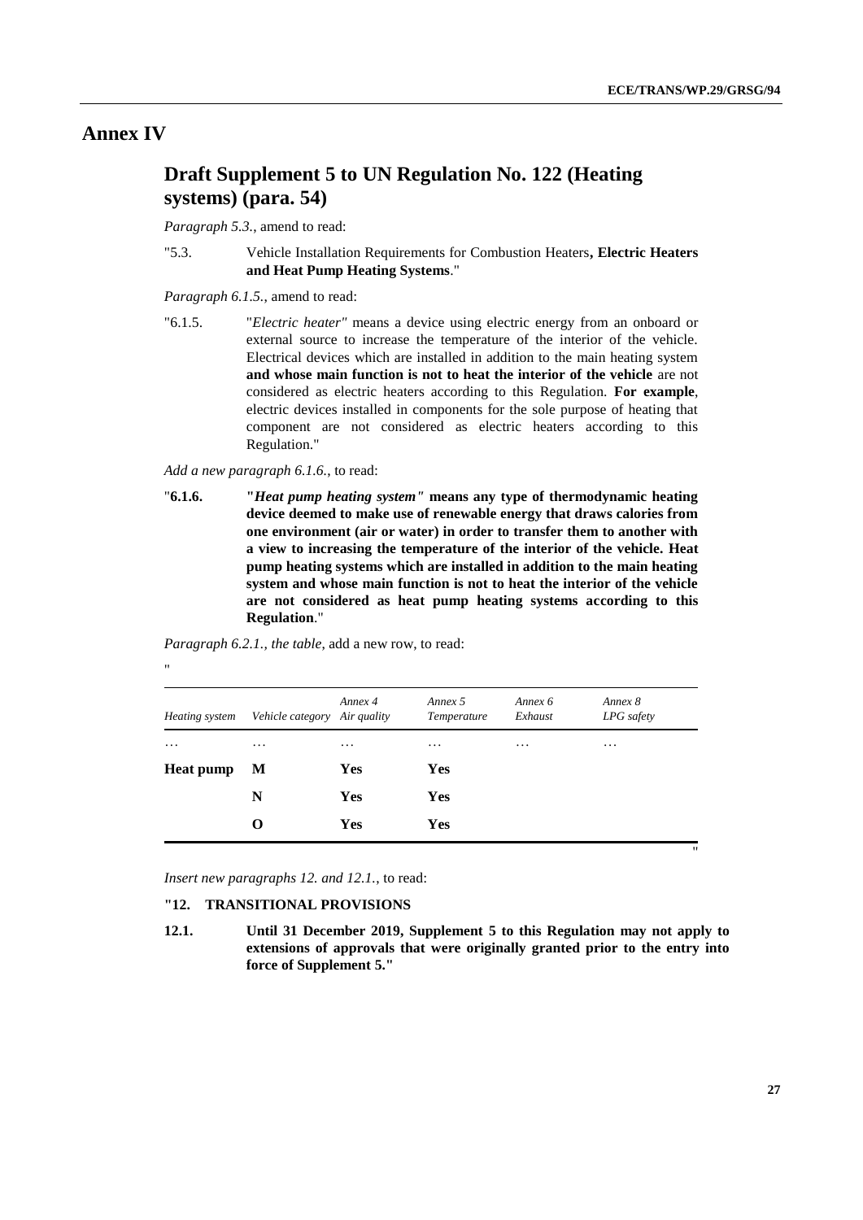# Annex IV

## Draft Supplement 5 to UN Regulation No. 122 (Heating systems) (para. 54)

*Paragraph 5.3.*, amend to read:

"5.3. Vehicle Installation Requirements for Combustion Heaters**, Electric Heaters and Heat Pump Heating Systems**."

*Paragraph 6.1.5.*, amend to read:

"6.1.5. "*Electric heater"* means a device using electric energy from an onboard or external source to increase the temperature of the interior of the vehicle. Electrical devices which are installed in addition to the main heating system **and whose main function is not to heat the interior of the vehicle** are not considered as electric heaters according to this Regulation. **For example**, electric devices installed in components for the sole purpose of heating that component are not considered as electric heaters according to this Regulation."

*Add a new paragraph 6.1.6.*, to read:

"**6.1.6. "*Heat pump heating system"* means any type of thermodynamic heating device deemed to make use of renewable energy that draws calories from one environment (air or water) in order to transfer them to another with a view to increasing the temperature of the interior of the vehicle. Heat pump heating systems which are installed in addition to the main heating system and whose main function is not to heat the interior of the vehicle are not considered as heat pump heating systems according to this Regulation**."

*Paragraph 6.2.1., the table*, add a new row, to read:

"

| *Heating system* | *Vehicle category* | *Annex 4 Air quality* | *Annex 5 Temperature* | *Annex 6 Exhaust* | *Annex 8 LPG safety* |
|---|---|---|---|---|---|
| … | … | … | … | … | … |
| **Heat pump** | **M** | **Yes** | **Yes** | | |
| | **N** | **Yes** | **Yes** | | |
| | **O** | **Yes** | **Yes** | | |

"

*Insert new paragraphs 12. and 12.1.*, to read:

**"12. TRANSITIONAL PROVISIONS**

**12.1. Until 31 December 2019, Supplement 5 to this Regulation may not apply to extensions of approvals that were originally granted prior to the entry into force of Supplement 5."**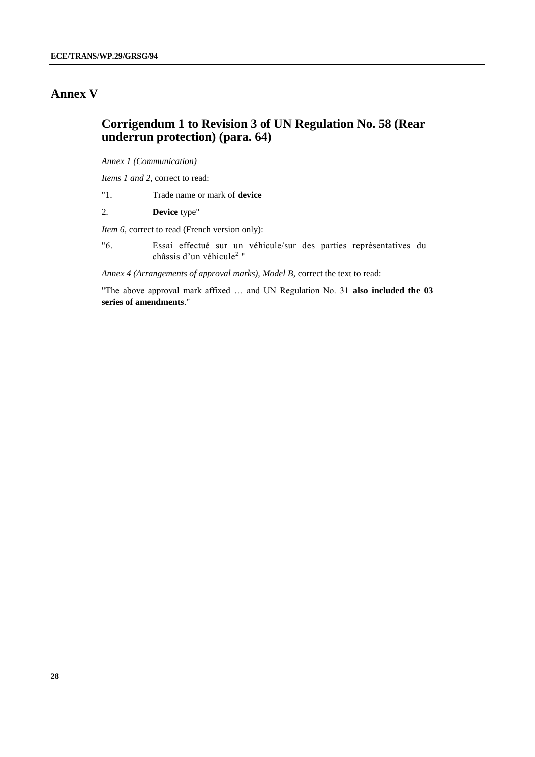# Annex V

## Corrigendum 1 to Revision 3 of UN Regulation No. 58 (Rear underrun protection) (para. 64)

*Annex 1 (Communication)*

*Items 1 and 2*, correct to read:

"1. Trade name or mark of **device**

2. **Device** type"

*Item 6,* correct to read (French version only):

"6. Essai effectué sur un véhicule/sur des parties représentatives du châssis d'un véhicule[2] "

*Annex 4 (Arrangements of approval marks), Model B*, correct the text to read:

"The above approval mark affixed … and UN Regulation No. 31 **also included the 03 series of amendments**."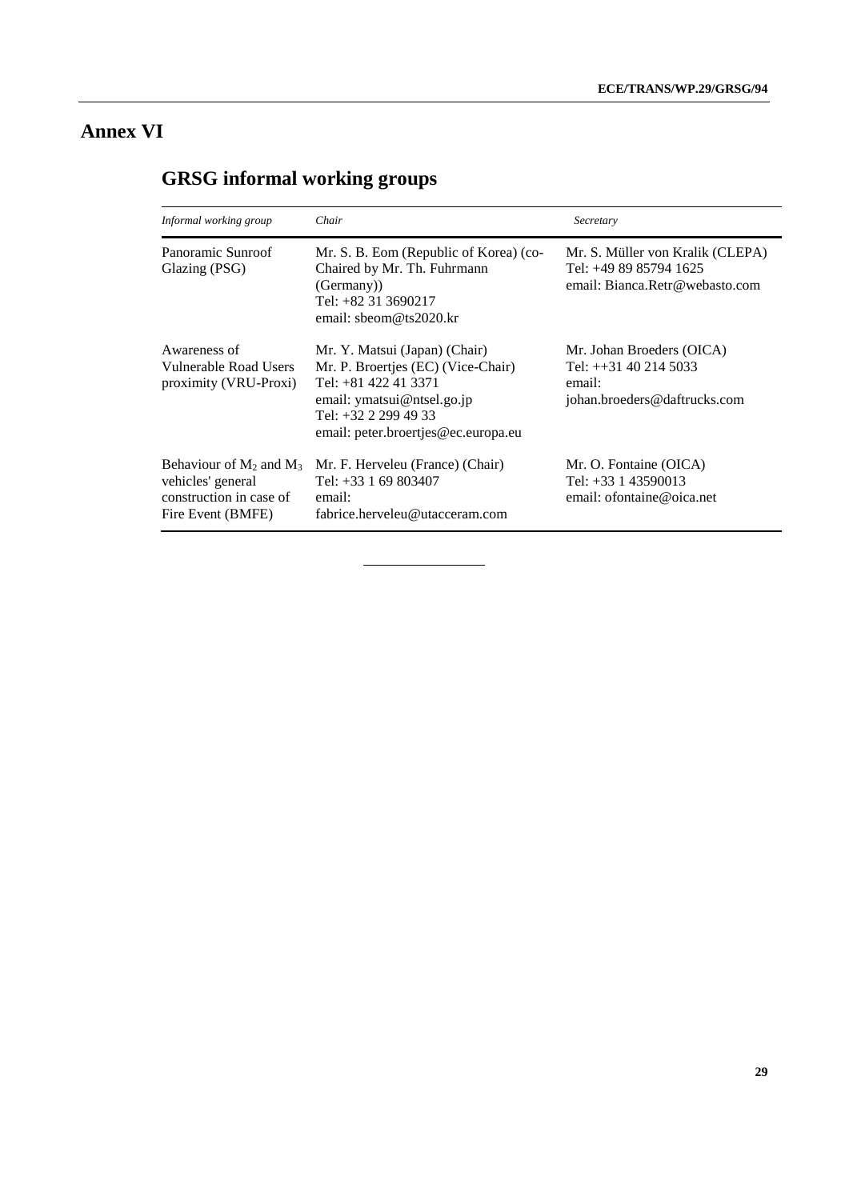# Annex VI

## GRSG informal working groups

| *Informal working group* | *Chair* | *Secretary* |
|---|---|---|
| Panoramic Sunroof Glazing (PSG) | Mr. S. B. Eom (Republic of Korea) (co-Chaired by Mr. Th. Fuhrmann (Germany))<br>Tel: +82 31 3690217<br>email: sbeom@ts2020.kr | Mr. S. Müller von Kralik (CLEPA)<br>Tel: +49 89 85794 1625<br>email: Bianca.Retr@webasto.com |
| Awareness of Vulnerable Road Users proximity (VRU-Proxi) | Mr. Y. Matsui (Japan) (Chair)<br>Mr. P. Broertjes (EC) (Vice-Chair)<br>Tel: +81 422 41 3371<br>email: ymatsui@ntsel.go.jp<br>Tel: +32 2 299 49 33<br>email: peter.broertjes@ec.europa.eu | Mr. Johan Broeders (OICA)<br>Tel: ++31 40 214 5033<br>email:<br>johan.broeders@daftrucks.com |
| Behaviour of $M_2$ and $M_3$ vehicles' general construction in case of Fire Event (BMFE) | Mr. F. Herveleu (France) (Chair)<br>Tel: +33 1 69 803407<br>email:<br>fabrice.herveleu@utacceram.com | Mr. O. Fontaine (OICA)<br>Tel: +33 1 43590013<br>email: ofontaine@oica.net |